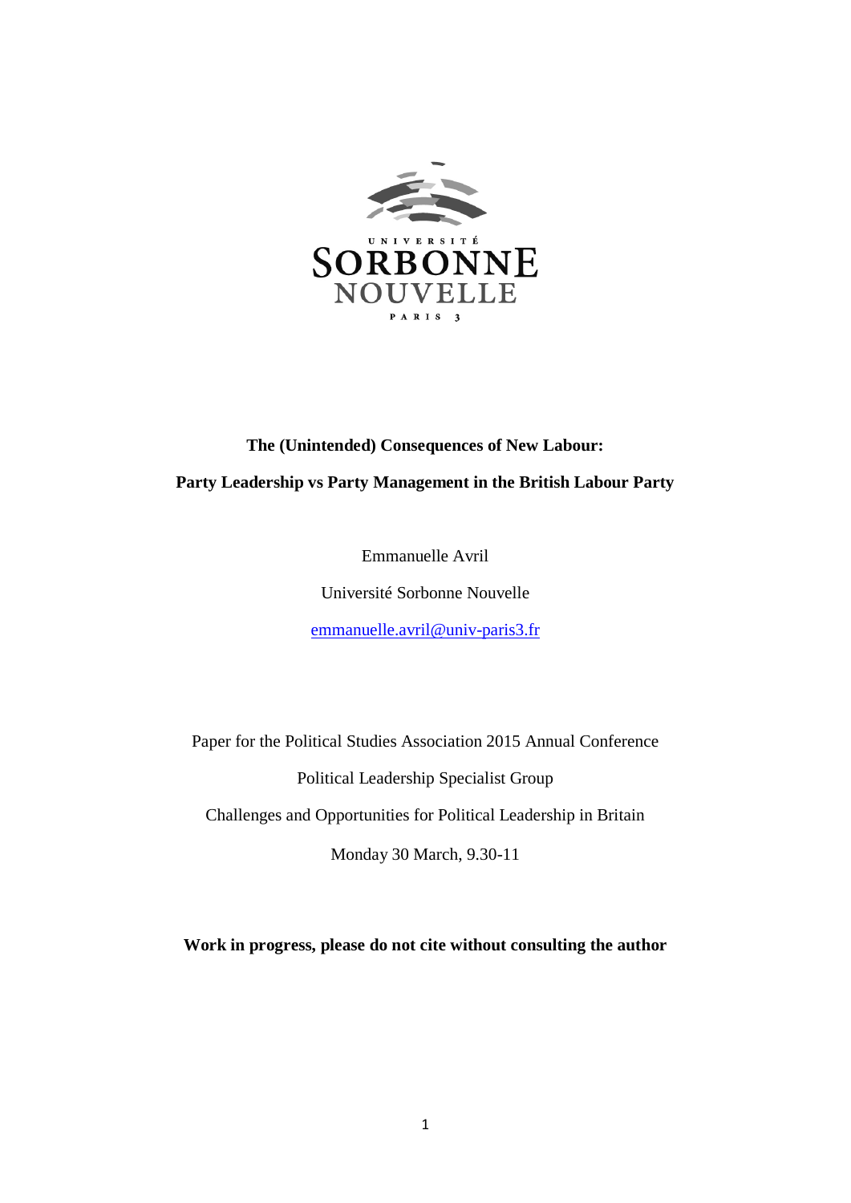**The (Unintended) Consequences of New Labour:**

**Party Leadership vs Party Management in the British Labour Party**

Emmanuelle Avril

Université Sorbonne Nouvelle

emmanuelle.avril@univ-paris3.fr

Paper for the Political Studies Association 2015 Annual Conference

Political Leadership Specialist Group

Challenges and Opportunities for Political Leadership in Britain

Monday 30 March, 9.30-11

**Work in progress, please do not cite without consulting the author**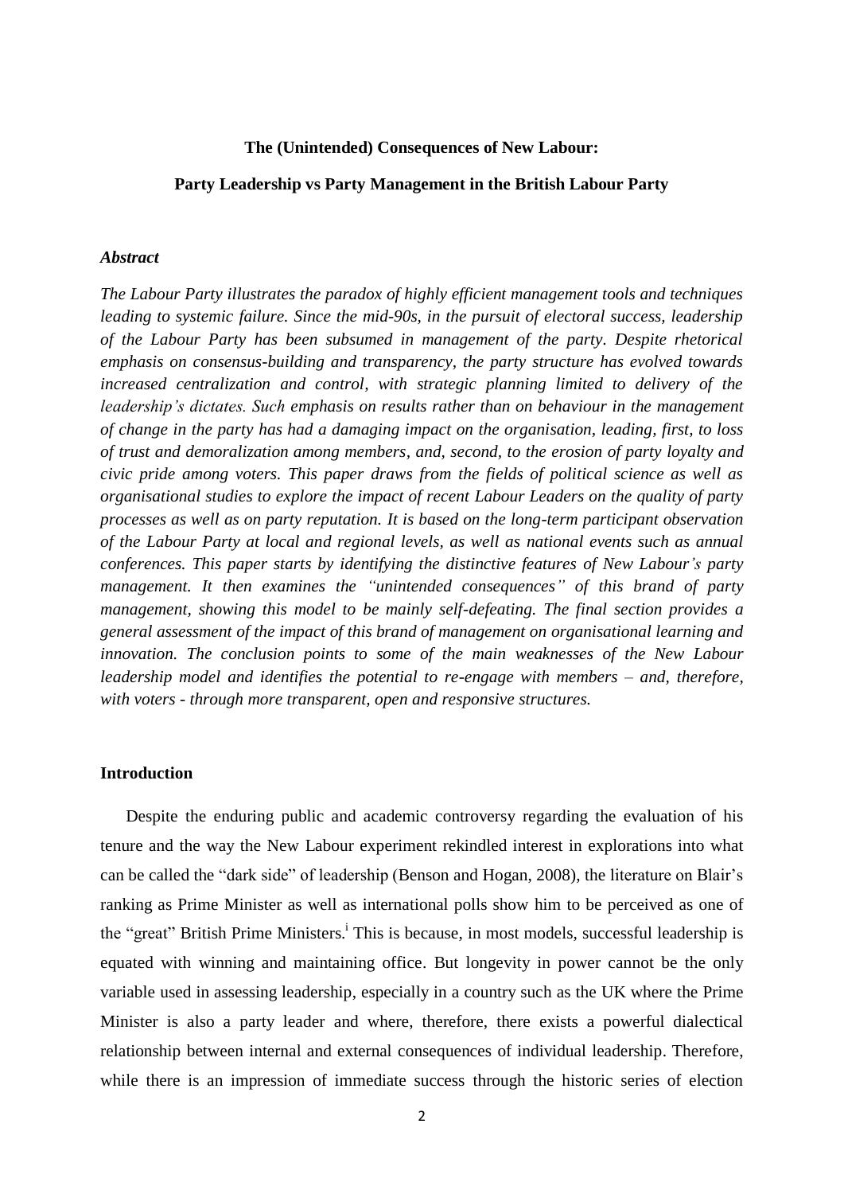**The (Unintended) Consequences of New Labour:**

**Party Leadership vs Party Management in the British Labour Party**

***Abstract***

*The Labour Party illustrates the paradox of highly efficient management tools and techniques leading to systemic failure. Since the mid-90s, in the pursuit of electoral success, leadership of the Labour Party has been subsumed in management of the party. Despite rhetorical emphasis on consensus-building and transparency, the party structure has evolved towards increased centralization and control, with strategic planning limited to delivery of the leadership's dictates. Such emphasis on results rather than on behaviour in the management of change in the party has had a damaging impact on the organisation, leading, first, to loss of trust and demoralization among members, and, second, to the erosion of party loyalty and civic pride among voters. This paper draws from the fields of political science as well as organisational studies to explore the impact of recent Labour Leaders on the quality of party processes as well as on party reputation. It is based on the long-term participant observation of the Labour Party at local and regional levels, as well as national events such as annual conferences. This paper starts by identifying the distinctive features of New Labour's party management. It then examines the "unintended consequences" of this brand of party management, showing this model to be mainly self-defeating. The final section provides a general assessment of the impact of this brand of management on organisational learning and innovation. The conclusion points to some of the main weaknesses of the New Labour leadership model and identifies the potential to re-engage with members – and, therefore, with voters - through more transparent, open and responsive structures.*

**Introduction**

Despite the enduring public and academic controversy regarding the evaluation of his tenure and the way the New Labour experiment rekindled interest in explorations into what can be called the "dark side" of leadership (Benson and Hogan, 2008), the literature on Blair's ranking as Prime Minister as well as international polls show him to be perceived as one of the "great" British Prime Ministers.[i] This is because, in most models, successful leadership is equated with winning and maintaining office. But longevity in power cannot be the only variable used in assessing leadership, especially in a country such as the UK where the Prime Minister is also a party leader and where, therefore, there exists a powerful dialectical relationship between internal and external consequences of individual leadership. Therefore, while there is an impression of immediate success through the historic series of election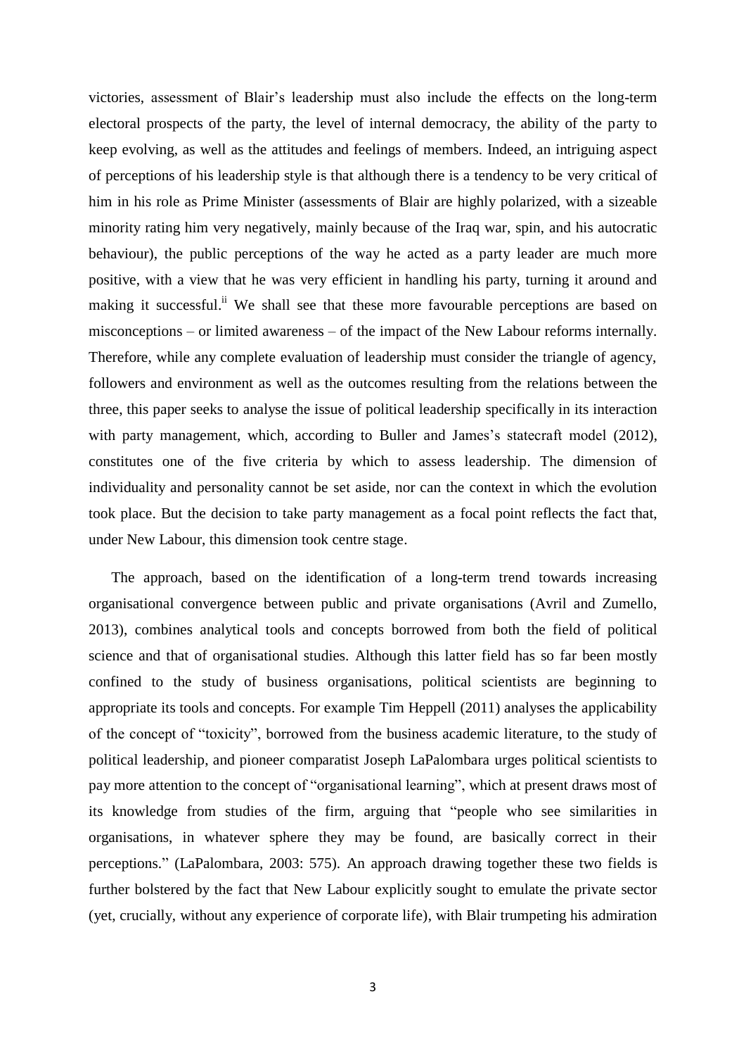victories, assessment of Blair's leadership must also include the effects on the long-term electoral prospects of the party, the level of internal democracy, the ability of the party to keep evolving, as well as the attitudes and feelings of members. Indeed, an intriguing aspect of perceptions of his leadership style is that although there is a tendency to be very critical of him in his role as Prime Minister (assessments of Blair are highly polarized, with a sizeable minority rating him very negatively, mainly because of the Iraq war, spin, and his autocratic behaviour), the public perceptions of the way he acted as a party leader are much more positive, with a view that he was very efficient in handling his party, turning it around and making it successful.[ii] We shall see that these more favourable perceptions are based on misconceptions – or limited awareness – of the impact of the New Labour reforms internally. Therefore, while any complete evaluation of leadership must consider the triangle of agency, followers and environment as well as the outcomes resulting from the relations between the three, this paper seeks to analyse the issue of political leadership specifically in its interaction with party management, which, according to Buller and James's statecraft model (2012), constitutes one of the five criteria by which to assess leadership. The dimension of individuality and personality cannot be set aside, nor can the context in which the evolution took place. But the decision to take party management as a focal point reflects the fact that, under New Labour, this dimension took centre stage.

The approach, based on the identification of a long-term trend towards increasing organisational convergence between public and private organisations (Avril and Zumello, 2013), combines analytical tools and concepts borrowed from both the field of political science and that of organisational studies. Although this latter field has so far been mostly confined to the study of business organisations, political scientists are beginning to appropriate its tools and concepts. For example Tim Heppell (2011) analyses the applicability of the concept of "toxicity", borrowed from the business academic literature, to the study of political leadership, and pioneer comparatist Joseph LaPalombara urges political scientists to pay more attention to the concept of "organisational learning", which at present draws most of its knowledge from studies of the firm, arguing that "people who see similarities in organisations, in whatever sphere they may be found, are basically correct in their perceptions." (LaPalombara, 2003: 575). An approach drawing together these two fields is further bolstered by the fact that New Labour explicitly sought to emulate the private sector (yet, crucially, without any experience of corporate life), with Blair trumpeting his admiration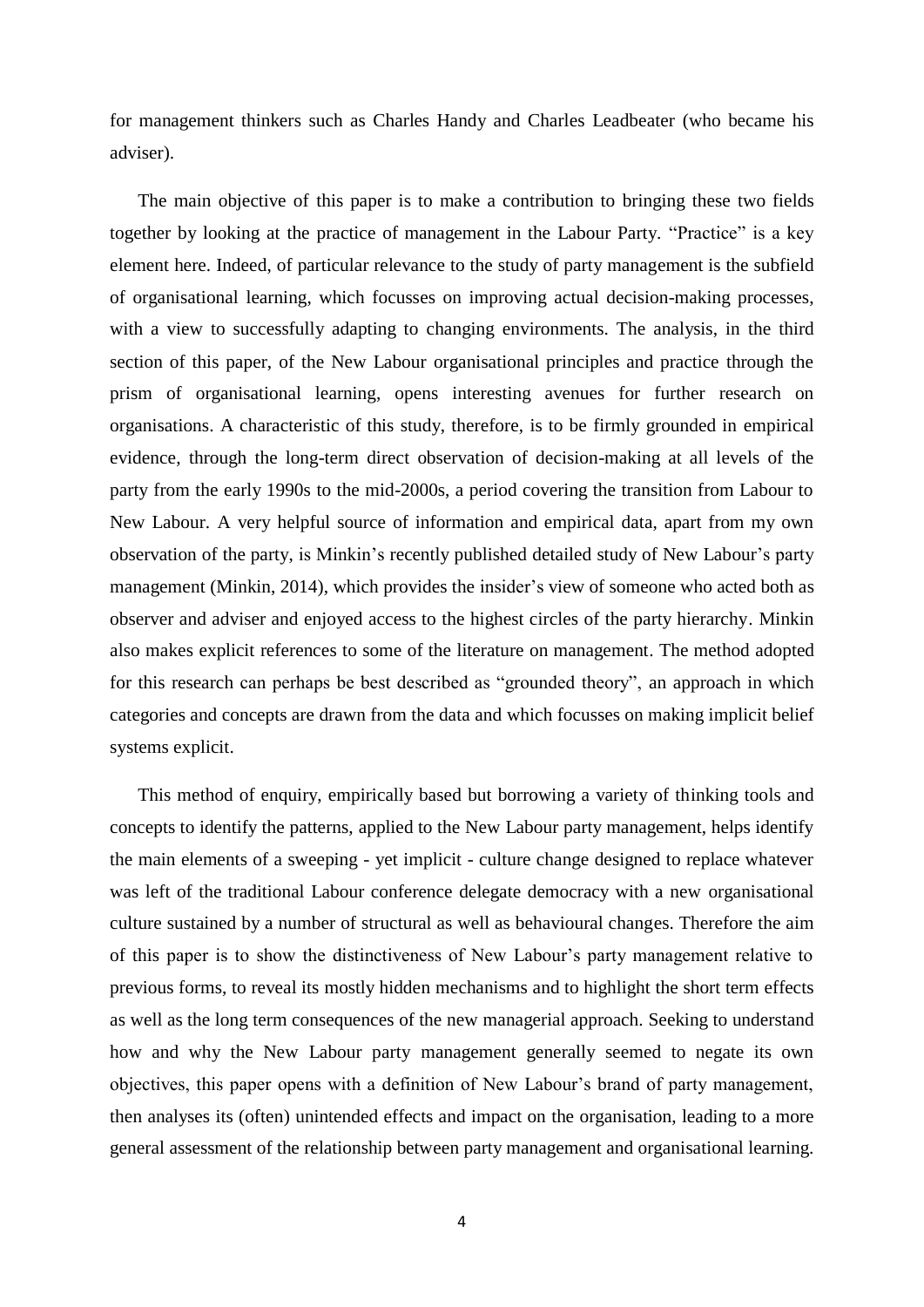for management thinkers such as Charles Handy and Charles Leadbeater (who became his adviser).

The main objective of this paper is to make a contribution to bringing these two fields together by looking at the practice of management in the Labour Party. "Practice" is a key element here. Indeed, of particular relevance to the study of party management is the subfield of organisational learning, which focusses on improving actual decision-making processes, with a view to successfully adapting to changing environments. The analysis, in the third section of this paper, of the New Labour organisational principles and practice through the prism of organisational learning, opens interesting avenues for further research on organisations. A characteristic of this study, therefore, is to be firmly grounded in empirical evidence, through the long-term direct observation of decision-making at all levels of the party from the early 1990s to the mid-2000s, a period covering the transition from Labour to New Labour. A very helpful source of information and empirical data, apart from my own observation of the party, is Minkin's recently published detailed study of New Labour's party management (Minkin, 2014), which provides the insider's view of someone who acted both as observer and adviser and enjoyed access to the highest circles of the party hierarchy. Minkin also makes explicit references to some of the literature on management. The method adopted for this research can perhaps be best described as "grounded theory", an approach in which categories and concepts are drawn from the data and which focusses on making implicit belief systems explicit.

This method of enquiry, empirically based but borrowing a variety of thinking tools and concepts to identify the patterns, applied to the New Labour party management, helps identify the main elements of a sweeping - yet implicit - culture change designed to replace whatever was left of the traditional Labour conference delegate democracy with a new organisational culture sustained by a number of structural as well as behavioural changes. Therefore the aim of this paper is to show the distinctiveness of New Labour's party management relative to previous forms, to reveal its mostly hidden mechanisms and to highlight the short term effects as well as the long term consequences of the new managerial approach. Seeking to understand how and why the New Labour party management generally seemed to negate its own objectives, this paper opens with a definition of New Labour's brand of party management, then analyses its (often) unintended effects and impact on the organisation, leading to a more general assessment of the relationship between party management and organisational learning.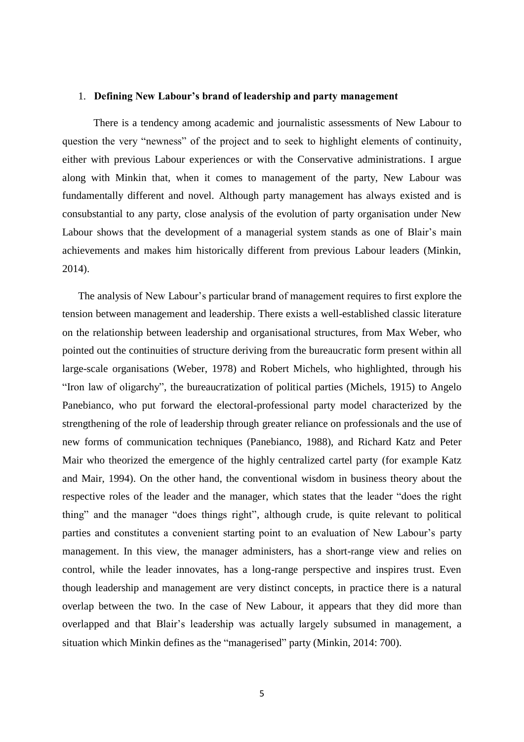## 1. **Defining New Labour's brand of leadership and party management**

There is a tendency among academic and journalistic assessments of New Labour to question the very "newness" of the project and to seek to highlight elements of continuity, either with previous Labour experiences or with the Conservative administrations. I argue along with Minkin that, when it comes to management of the party, New Labour was fundamentally different and novel. Although party management has always existed and is consubstantial to any party, close analysis of the evolution of party organisation under New Labour shows that the development of a managerial system stands as one of Blair's main achievements and makes him historically different from previous Labour leaders (Minkin, 2014).

The analysis of New Labour's particular brand of management requires to first explore the tension between management and leadership. There exists a well-established classic literature on the relationship between leadership and organisational structures, from Max Weber, who pointed out the continuities of structure deriving from the bureaucratic form present within all large-scale organisations (Weber, 1978) and Robert Michels, who highlighted, through his "Iron law of oligarchy", the bureaucratization of political parties (Michels, 1915) to Angelo Panebianco, who put forward the electoral-professional party model characterized by the strengthening of the role of leadership through greater reliance on professionals and the use of new forms of communication techniques (Panebianco, 1988), and Richard Katz and Peter Mair who theorized the emergence of the highly centralized cartel party (for example Katz and Mair, 1994). On the other hand, the conventional wisdom in business theory about the respective roles of the leader and the manager, which states that the leader "does the right thing" and the manager "does things right", although crude, is quite relevant to political parties and constitutes a convenient starting point to an evaluation of New Labour's party management. In this view, the manager administers, has a short-range view and relies on control, while the leader innovates, has a long-range perspective and inspires trust. Even though leadership and management are very distinct concepts, in practice there is a natural overlap between the two. In the case of New Labour, it appears that they did more than overlapped and that Blair's leadership was actually largely subsumed in management, a situation which Minkin defines as the "managerised" party (Minkin, 2014: 700).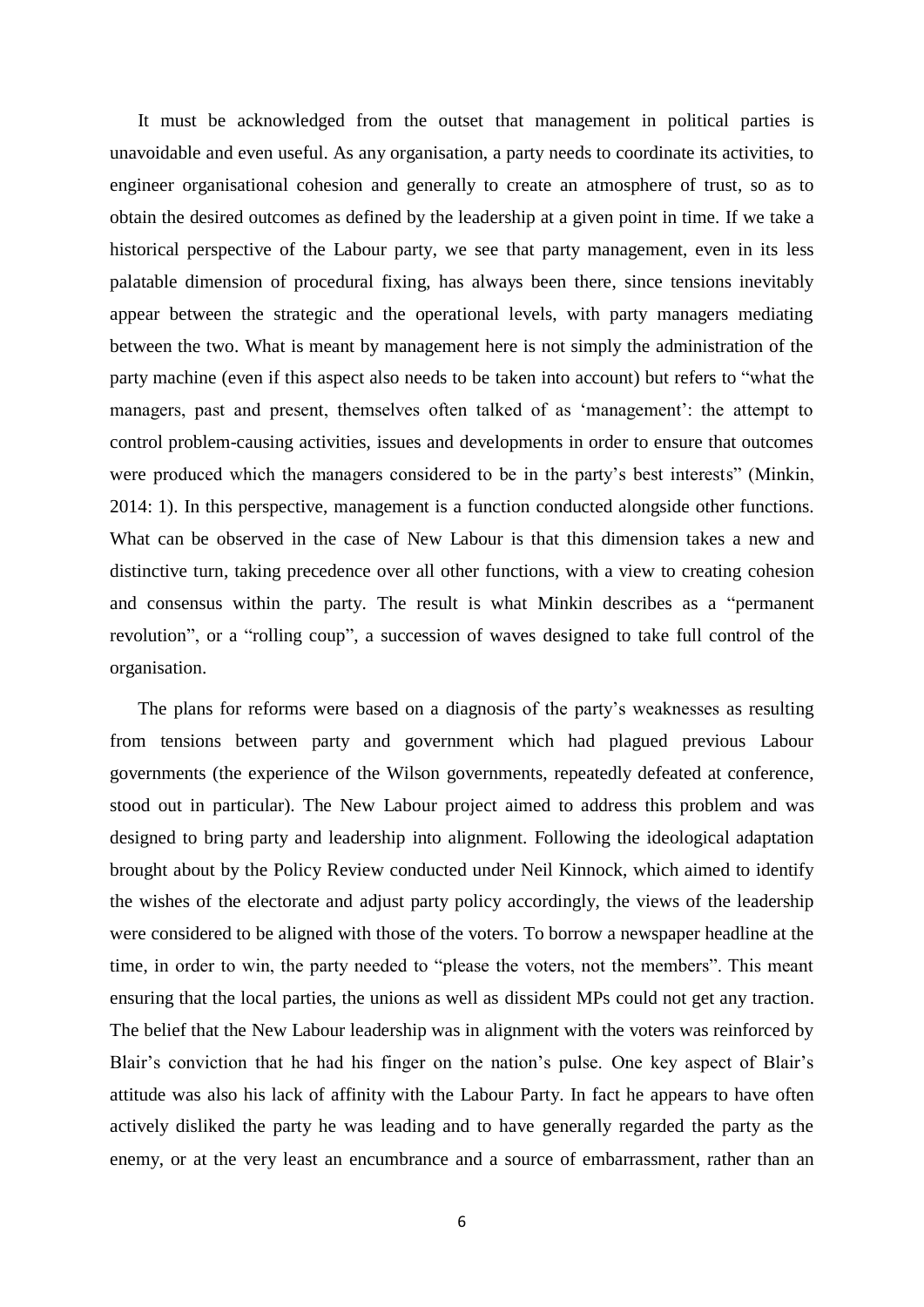It must be acknowledged from the outset that management in political parties is unavoidable and even useful. As any organisation, a party needs to coordinate its activities, to engineer organisational cohesion and generally to create an atmosphere of trust, so as to obtain the desired outcomes as defined by the leadership at a given point in time. If we take a historical perspective of the Labour party, we see that party management, even in its less palatable dimension of procedural fixing, has always been there, since tensions inevitably appear between the strategic and the operational levels, with party managers mediating between the two. What is meant by management here is not simply the administration of the party machine (even if this aspect also needs to be taken into account) but refers to "what the managers, past and present, themselves often talked of as 'management': the attempt to control problem-causing activities, issues and developments in order to ensure that outcomes were produced which the managers considered to be in the party's best interests" (Minkin, 2014: 1). In this perspective, management is a function conducted alongside other functions. What can be observed in the case of New Labour is that this dimension takes a new and distinctive turn, taking precedence over all other functions, with a view to creating cohesion and consensus within the party. The result is what Minkin describes as a "permanent revolution", or a "rolling coup", a succession of waves designed to take full control of the organisation.

The plans for reforms were based on a diagnosis of the party's weaknesses as resulting from tensions between party and government which had plagued previous Labour governments (the experience of the Wilson governments, repeatedly defeated at conference, stood out in particular). The New Labour project aimed to address this problem and was designed to bring party and leadership into alignment. Following the ideological adaptation brought about by the Policy Review conducted under Neil Kinnock, which aimed to identify the wishes of the electorate and adjust party policy accordingly, the views of the leadership were considered to be aligned with those of the voters. To borrow a newspaper headline at the time, in order to win, the party needed to "please the voters, not the members". This meant ensuring that the local parties, the unions as well as dissident MPs could not get any traction. The belief that the New Labour leadership was in alignment with the voters was reinforced by Blair's conviction that he had his finger on the nation's pulse. One key aspect of Blair's attitude was also his lack of affinity with the Labour Party. In fact he appears to have often actively disliked the party he was leading and to have generally regarded the party as the enemy, or at the very least an encumbrance and a source of embarrassment, rather than an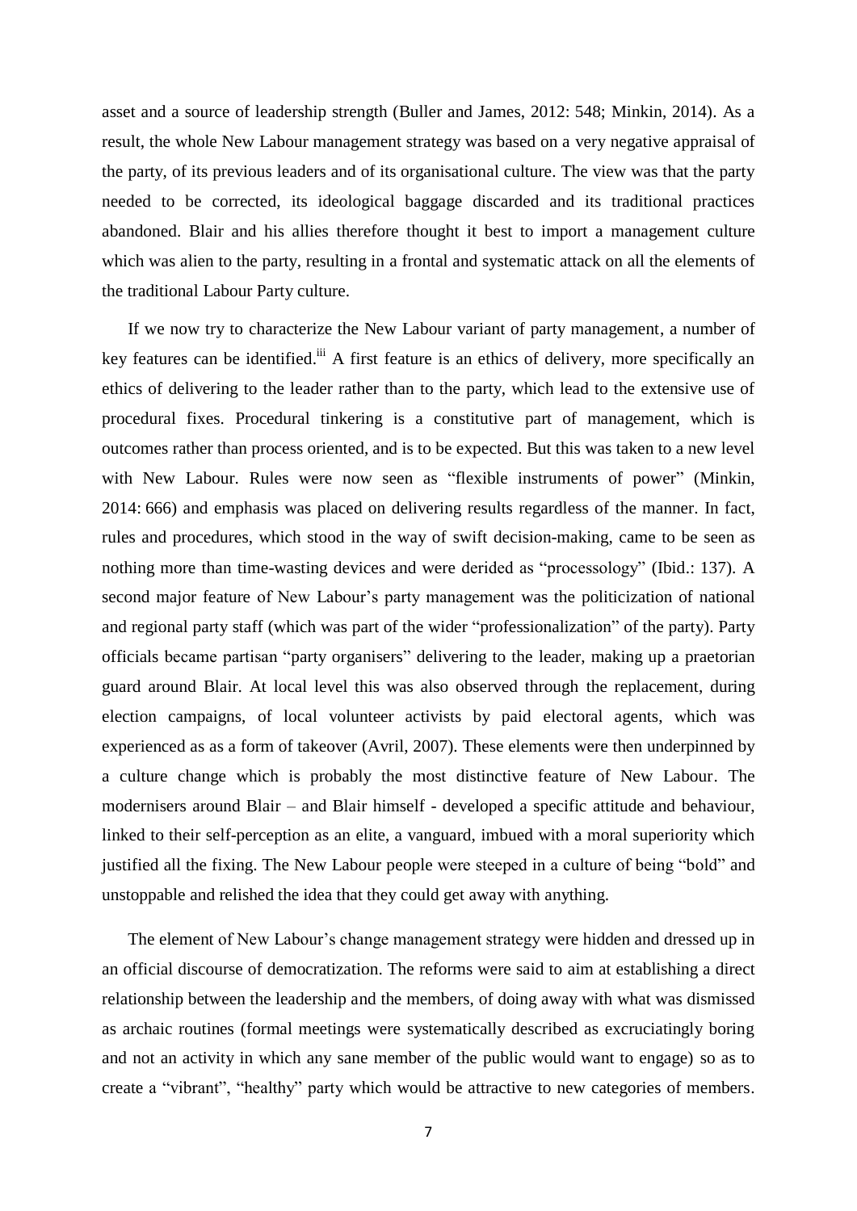asset and a source of leadership strength (Buller and James, 2012: 548; Minkin, 2014). As a result, the whole New Labour management strategy was based on a very negative appraisal of the party, of its previous leaders and of its organisational culture. The view was that the party needed to be corrected, its ideological baggage discarded and its traditional practices abandoned. Blair and his allies therefore thought it best to import a management culture which was alien to the party, resulting in a frontal and systematic attack on all the elements of the traditional Labour Party culture.

If we now try to characterize the New Labour variant of party management, a number of key features can be identified.[iii] A first feature is an ethics of delivery, more specifically an ethics of delivering to the leader rather than to the party, which lead to the extensive use of procedural fixes. Procedural tinkering is a constitutive part of management, which is outcomes rather than process oriented, and is to be expected. But this was taken to a new level with New Labour. Rules were now seen as "flexible instruments of power" (Minkin, 2014: 666) and emphasis was placed on delivering results regardless of the manner. In fact, rules and procedures, which stood in the way of swift decision-making, came to be seen as nothing more than time-wasting devices and were derided as "processology" (Ibid.: 137). A second major feature of New Labour's party management was the politicization of national and regional party staff (which was part of the wider "professionalization" of the party). Party officials became partisan "party organisers" delivering to the leader, making up a praetorian guard around Blair. At local level this was also observed through the replacement, during election campaigns, of local volunteer activists by paid electoral agents, which was experienced as as a form of takeover (Avril, 2007). These elements were then underpinned by a culture change which is probably the most distinctive feature of New Labour. The modernisers around Blair – and Blair himself - developed a specific attitude and behaviour, linked to their self-perception as an elite, a vanguard, imbued with a moral superiority which justified all the fixing. The New Labour people were steeped in a culture of being "bold" and unstoppable and relished the idea that they could get away with anything.

The element of New Labour's change management strategy were hidden and dressed up in an official discourse of democratization. The reforms were said to aim at establishing a direct relationship between the leadership and the members, of doing away with what was dismissed as archaic routines (formal meetings were systematically described as excruciatingly boring and not an activity in which any sane member of the public would want to engage) so as to create a "vibrant", "healthy" party which would be attractive to new categories of members.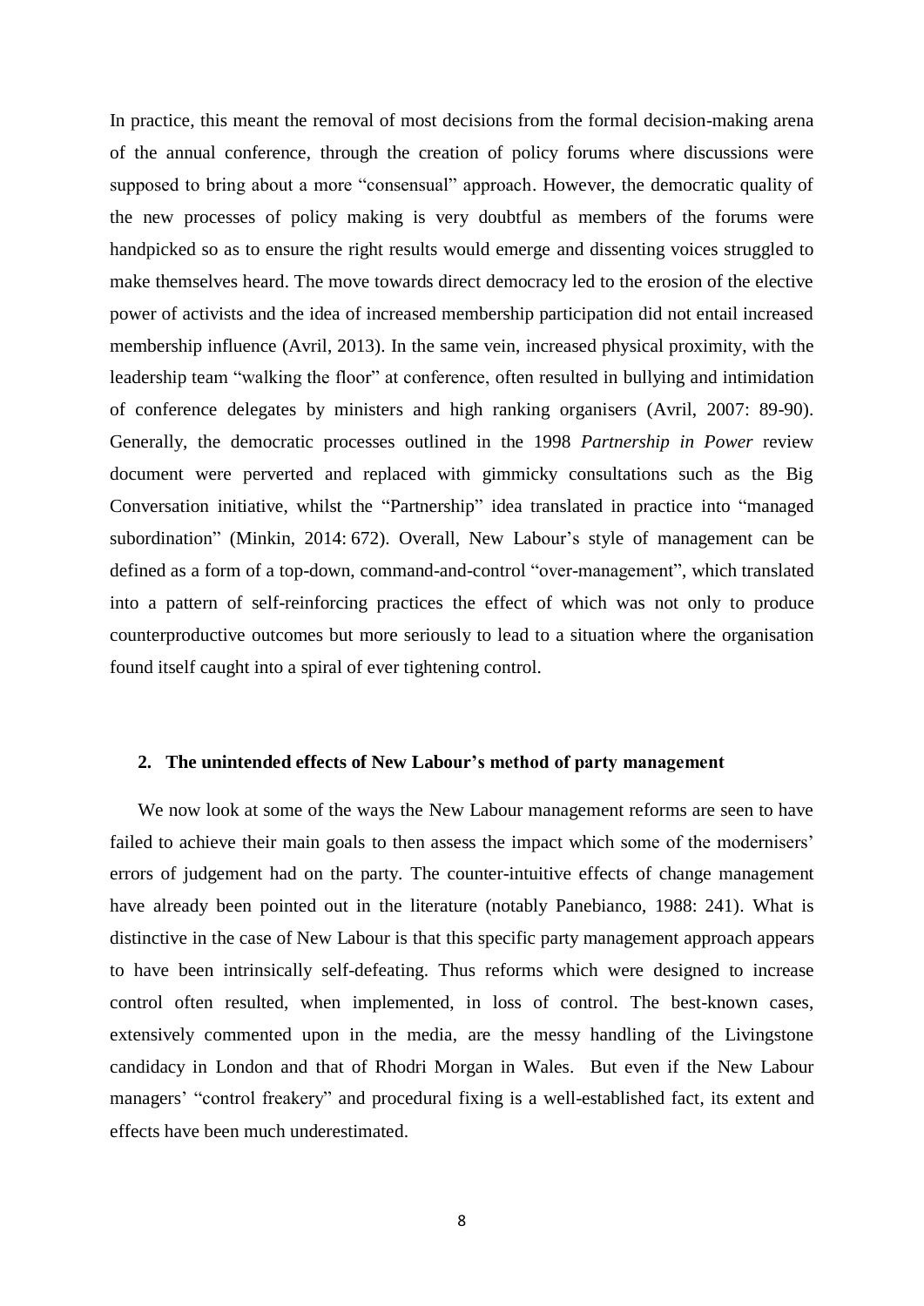In practice, this meant the removal of most decisions from the formal decision-making arena of the annual conference, through the creation of policy forums where discussions were supposed to bring about a more "consensual" approach. However, the democratic quality of the new processes of policy making is very doubtful as members of the forums were handpicked so as to ensure the right results would emerge and dissenting voices struggled to make themselves heard. The move towards direct democracy led to the erosion of the elective power of activists and the idea of increased membership participation did not entail increased membership influence (Avril, 2013). In the same vein, increased physical proximity, with the leadership team "walking the floor" at conference, often resulted in bullying and intimidation of conference delegates by ministers and high ranking organisers (Avril, 2007: 89-90). Generally, the democratic processes outlined in the 1998 *Partnership in Power* review document were perverted and replaced with gimmicky consultations such as the Big Conversation initiative, whilst the "Partnership" idea translated in practice into "managed subordination" (Minkin, 2014: 672). Overall, New Labour's style of management can be defined as a form of a top-down, command-and-control "over-management", which translated into a pattern of self-reinforcing practices the effect of which was not only to produce counterproductive outcomes but more seriously to lead to a situation where the organisation found itself caught into a spiral of ever tightening control.

## 2. The unintended effects of New Labour's method of party management

We now look at some of the ways the New Labour management reforms are seen to have failed to achieve their main goals to then assess the impact which some of the modernisers' errors of judgement had on the party. The counter-intuitive effects of change management have already been pointed out in the literature (notably Panebianco, 1988: 241). What is distinctive in the case of New Labour is that this specific party management approach appears to have been intrinsically self-defeating. Thus reforms which were designed to increase control often resulted, when implemented, in loss of control. The best-known cases, extensively commented upon in the media, are the messy handling of the Livingstone candidacy in London and that of Rhodri Morgan in Wales. But even if the New Labour managers' "control freakery" and procedural fixing is a well-established fact, its extent and effects have been much underestimated.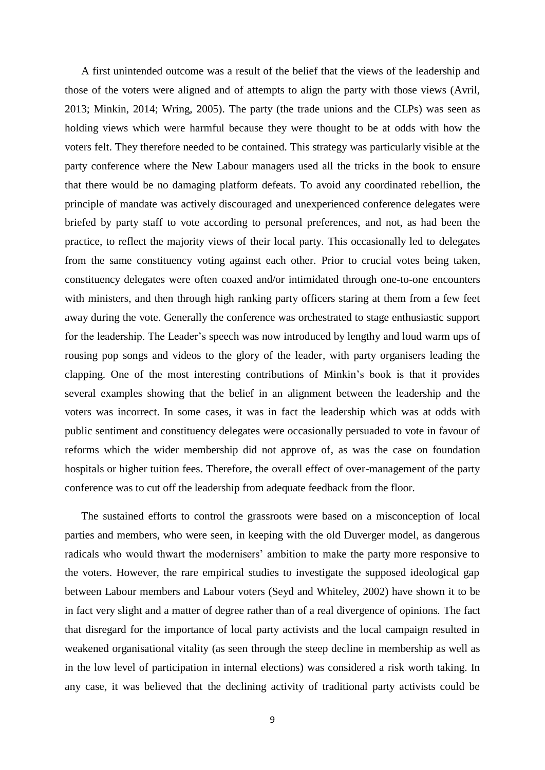A first unintended outcome was a result of the belief that the views of the leadership and those of the voters were aligned and of attempts to align the party with those views (Avril, 2013; Minkin, 2014; Wring, 2005). The party (the trade unions and the CLPs) was seen as holding views which were harmful because they were thought to be at odds with how the voters felt. They therefore needed to be contained. This strategy was particularly visible at the party conference where the New Labour managers used all the tricks in the book to ensure that there would be no damaging platform defeats. To avoid any coordinated rebellion, the principle of mandate was actively discouraged and unexperienced conference delegates were briefed by party staff to vote according to personal preferences, and not, as had been the practice, to reflect the majority views of their local party. This occasionally led to delegates from the same constituency voting against each other. Prior to crucial votes being taken, constituency delegates were often coaxed and/or intimidated through one-to-one encounters with ministers, and then through high ranking party officers staring at them from a few feet away during the vote. Generally the conference was orchestrated to stage enthusiastic support for the leadership. The Leader's speech was now introduced by lengthy and loud warm ups of rousing pop songs and videos to the glory of the leader, with party organisers leading the clapping. One of the most interesting contributions of Minkin's book is that it provides several examples showing that the belief in an alignment between the leadership and the voters was incorrect. In some cases, it was in fact the leadership which was at odds with public sentiment and constituency delegates were occasionally persuaded to vote in favour of reforms which the wider membership did not approve of, as was the case on foundation hospitals or higher tuition fees. Therefore, the overall effect of over-management of the party conference was to cut off the leadership from adequate feedback from the floor.

The sustained efforts to control the grassroots were based on a misconception of local parties and members, who were seen, in keeping with the old Duverger model, as dangerous radicals who would thwart the modernisers' ambition to make the party more responsive to the voters. However, the rare empirical studies to investigate the supposed ideological gap between Labour members and Labour voters (Seyd and Whiteley, 2002) have shown it to be in fact very slight and a matter of degree rather than of a real divergence of opinions. The fact that disregard for the importance of local party activists and the local campaign resulted in weakened organisational vitality (as seen through the steep decline in membership as well as in the low level of participation in internal elections) was considered a risk worth taking. In any case, it was believed that the declining activity of traditional party activists could be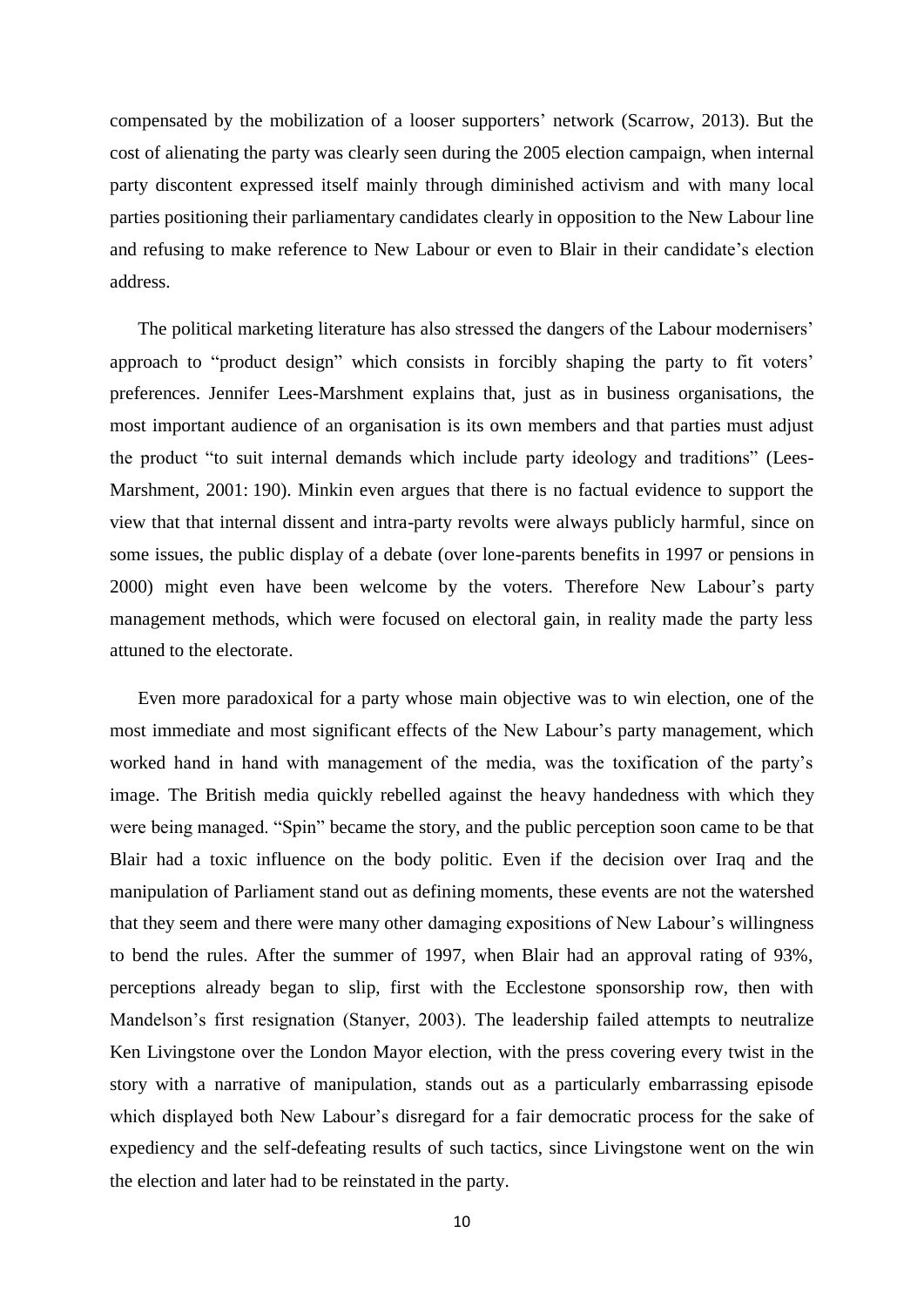compensated by the mobilization of a looser supporters' network (Scarrow, 2013). But the cost of alienating the party was clearly seen during the 2005 election campaign, when internal party discontent expressed itself mainly through diminished activism and with many local parties positioning their parliamentary candidates clearly in opposition to the New Labour line and refusing to make reference to New Labour or even to Blair in their candidate's election address.

The political marketing literature has also stressed the dangers of the Labour modernisers' approach to "product design" which consists in forcibly shaping the party to fit voters' preferences. Jennifer Lees-Marshment explains that, just as in business organisations, the most important audience of an organisation is its own members and that parties must adjust the product "to suit internal demands which include party ideology and traditions" (Lees-Marshment, 2001: 190). Minkin even argues that there is no factual evidence to support the view that that internal dissent and intra-party revolts were always publicly harmful, since on some issues, the public display of a debate (over lone-parents benefits in 1997 or pensions in 2000) might even have been welcome by the voters. Therefore New Labour's party management methods, which were focused on electoral gain, in reality made the party less attuned to the electorate.

Even more paradoxical for a party whose main objective was to win election, one of the most immediate and most significant effects of the New Labour's party management, which worked hand in hand with management of the media, was the toxification of the party's image. The British media quickly rebelled against the heavy handedness with which they were being managed. "Spin" became the story, and the public perception soon came to be that Blair had a toxic influence on the body politic. Even if the decision over Iraq and the manipulation of Parliament stand out as defining moments, these events are not the watershed that they seem and there were many other damaging expositions of New Labour's willingness to bend the rules. After the summer of 1997, when Blair had an approval rating of 93%, perceptions already began to slip, first with the Ecclestone sponsorship row, then with Mandelson's first resignation (Stanyer, 2003). The leadership failed attempts to neutralize Ken Livingstone over the London Mayor election, with the press covering every twist in the story with a narrative of manipulation, stands out as a particularly embarrassing episode which displayed both New Labour's disregard for a fair democratic process for the sake of expediency and the self-defeating results of such tactics, since Livingstone went on the win the election and later had to be reinstated in the party.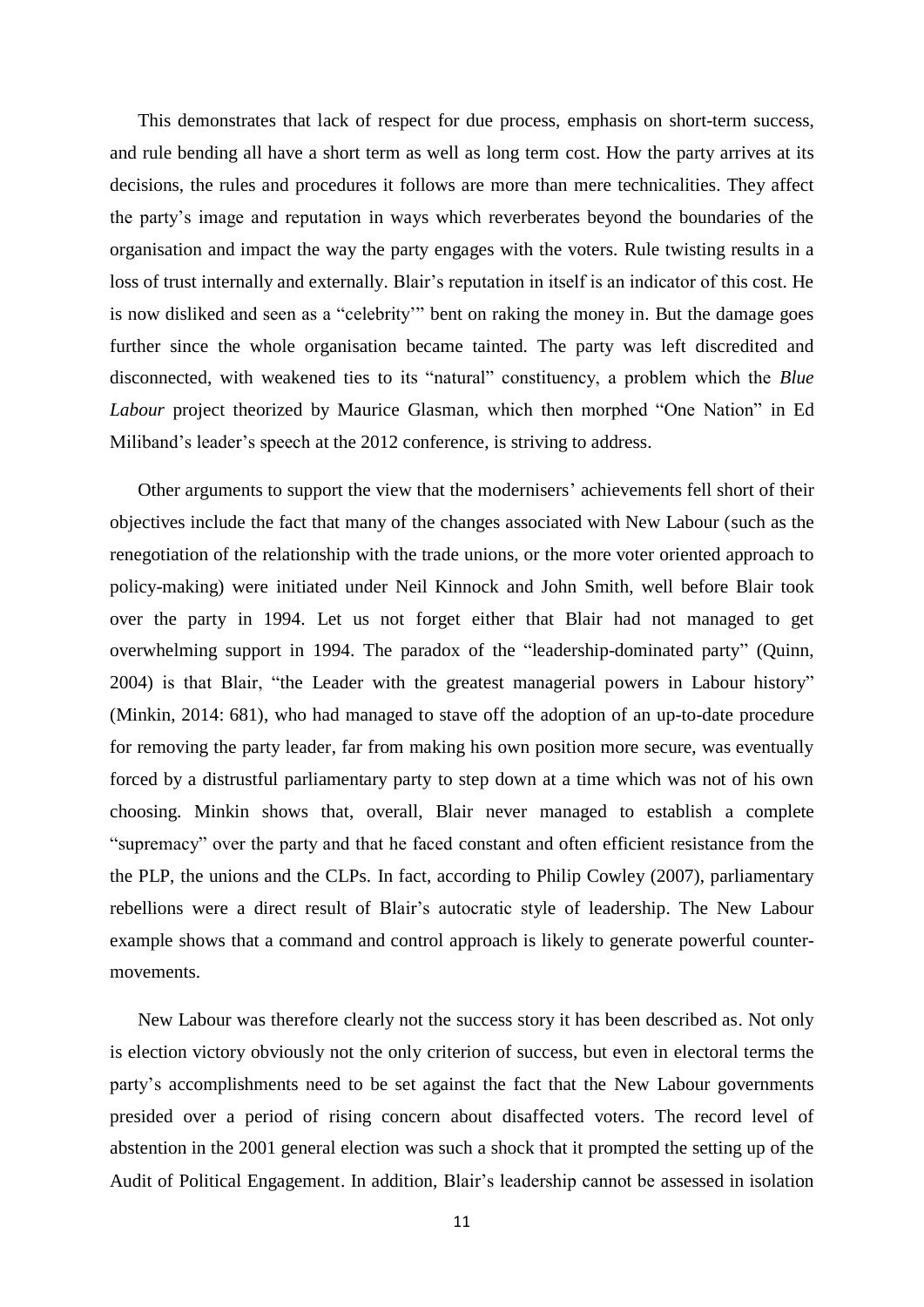This demonstrates that lack of respect for due process, emphasis on short-term success, and rule bending all have a short term as well as long term cost. How the party arrives at its decisions, the rules and procedures it follows are more than mere technicalities. They affect the party's image and reputation in ways which reverberates beyond the boundaries of the organisation and impact the way the party engages with the voters. Rule twisting results in a loss of trust internally and externally. Blair's reputation in itself is an indicator of this cost. He is now disliked and seen as a "celebrity'" bent on raking the money in. But the damage goes further since the whole organisation became tainted. The party was left discredited and disconnected, with weakened ties to its "natural" constituency, a problem which the *Blue Labour* project theorized by Maurice Glasman, which then morphed "One Nation" in Ed Miliband's leader's speech at the 2012 conference, is striving to address.

Other arguments to support the view that the modernisers' achievements fell short of their objectives include the fact that many of the changes associated with New Labour (such as the renegotiation of the relationship with the trade unions, or the more voter oriented approach to policy-making) were initiated under Neil Kinnock and John Smith, well before Blair took over the party in 1994. Let us not forget either that Blair had not managed to get overwhelming support in 1994. The paradox of the "leadership-dominated party" (Quinn, 2004) is that Blair, "the Leader with the greatest managerial powers in Labour history" (Minkin, 2014: 681), who had managed to stave off the adoption of an up-to-date procedure for removing the party leader, far from making his own position more secure, was eventually forced by a distrustful parliamentary party to step down at a time which was not of his own choosing. Minkin shows that, overall, Blair never managed to establish a complete "supremacy" over the party and that he faced constant and often efficient resistance from the the PLP, the unions and the CLPs. In fact, according to Philip Cowley (2007), parliamentary rebellions were a direct result of Blair's autocratic style of leadership. The New Labour example shows that a command and control approach is likely to generate powerful counter-movements.

New Labour was therefore clearly not the success story it has been described as. Not only is election victory obviously not the only criterion of success, but even in electoral terms the party's accomplishments need to be set against the fact that the New Labour governments presided over a period of rising concern about disaffected voters. The record level of abstention in the 2001 general election was such a shock that it prompted the setting up of the Audit of Political Engagement. In addition, Blair's leadership cannot be assessed in isolation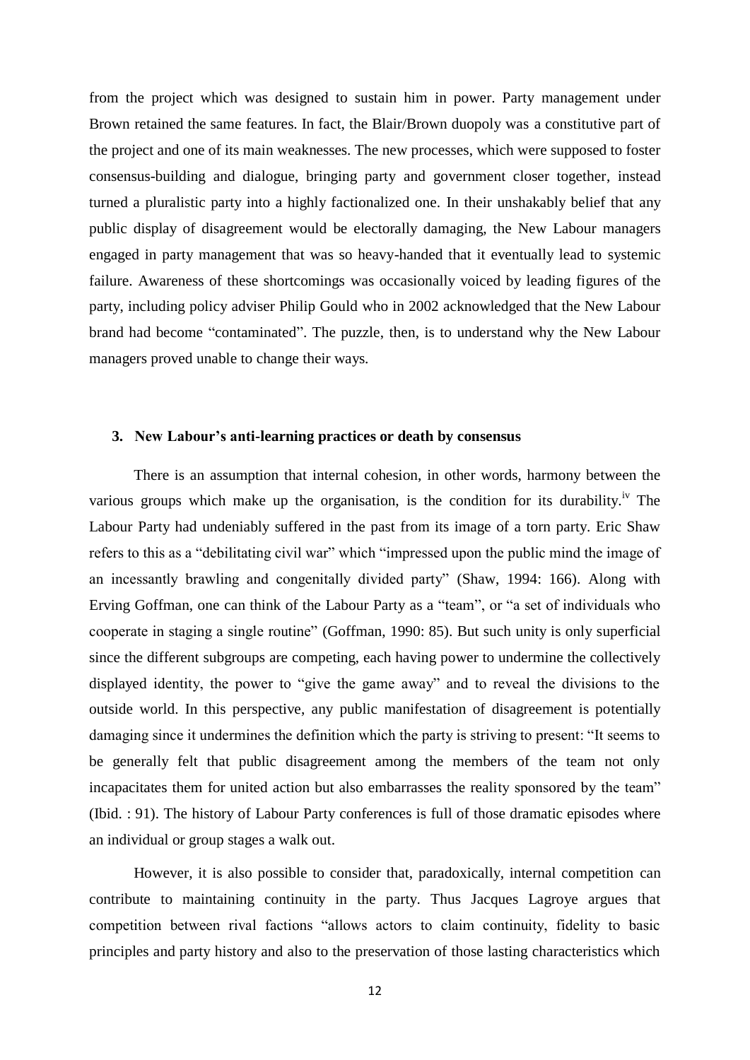from the project which was designed to sustain him in power. Party management under Brown retained the same features. In fact, the Blair/Brown duopoly was a constitutive part of the project and one of its main weaknesses. The new processes, which were supposed to foster consensus-building and dialogue, bringing party and government closer together, instead turned a pluralistic party into a highly factionalized one. In their unshakably belief that any public display of disagreement would be electorally damaging, the New Labour managers engaged in party management that was so heavy-handed that it eventually lead to systemic failure. Awareness of these shortcomings was occasionally voiced by leading figures of the party, including policy adviser Philip Gould who in 2002 acknowledged that the New Labour brand had become "contaminated". The puzzle, then, is to understand why the New Labour managers proved unable to change their ways.

## 3. New Labour's anti-learning practices or death by consensus

There is an assumption that internal cohesion, in other words, harmony between the various groups which make up the organisation, is the condition for its durability.[iv] The Labour Party had undeniably suffered in the past from its image of a torn party. Eric Shaw refers to this as a "debilitating civil war" which "impressed upon the public mind the image of an incessantly brawling and congenitally divided party" (Shaw, 1994: 166). Along with Erving Goffman, one can think of the Labour Party as a "team", or "a set of individuals who cooperate in staging a single routine" (Goffman, 1990: 85). But such unity is only superficial since the different subgroups are competing, each having power to undermine the collectively displayed identity, the power to "give the game away" and to reveal the divisions to the outside world. In this perspective, any public manifestation of disagreement is potentially damaging since it undermines the definition which the party is striving to present: "It seems to be generally felt that public disagreement among the members of the team not only incapacitates them for united action but also embarrasses the reality sponsored by the team" (Ibid. : 91). The history of Labour Party conferences is full of those dramatic episodes where an individual or group stages a walk out.

However, it is also possible to consider that, paradoxically, internal competition can contribute to maintaining continuity in the party. Thus Jacques Lagroye argues that competition between rival factions "allows actors to claim continuity, fidelity to basic principles and party history and also to the preservation of those lasting characteristics which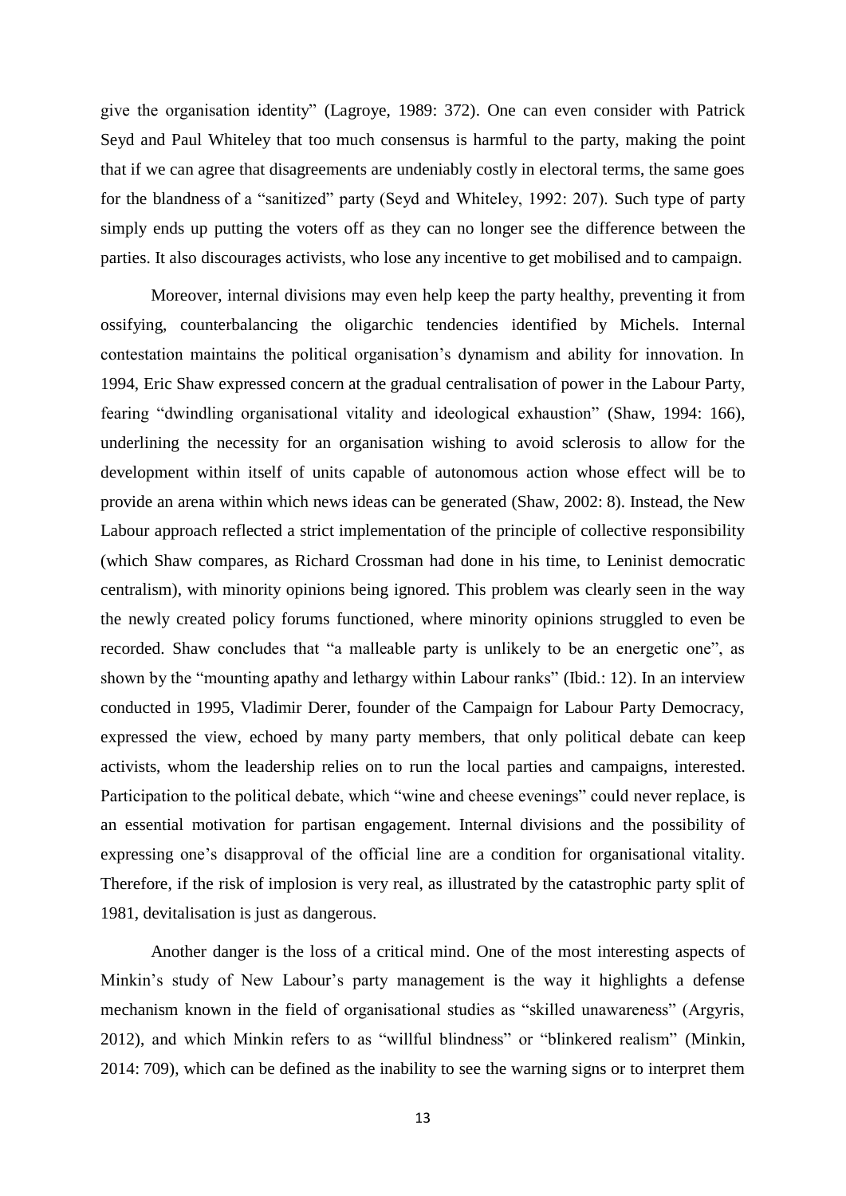give the organisation identity" (Lagroye, 1989: 372). One can even consider with Patrick Seyd and Paul Whiteley that too much consensus is harmful to the party, making the point that if we can agree that disagreements are undeniably costly in electoral terms, the same goes for the blandness of a "sanitized" party (Seyd and Whiteley, 1992: 207). Such type of party simply ends up putting the voters off as they can no longer see the difference between the parties. It also discourages activists, who lose any incentive to get mobilised and to campaign.

Moreover, internal divisions may even help keep the party healthy, preventing it from ossifying, counterbalancing the oligarchic tendencies identified by Michels. Internal contestation maintains the political organisation's dynamism and ability for innovation. In 1994, Eric Shaw expressed concern at the gradual centralisation of power in the Labour Party, fearing "dwindling organisational vitality and ideological exhaustion" (Shaw, 1994: 166), underlining the necessity for an organisation wishing to avoid sclerosis to allow for the development within itself of units capable of autonomous action whose effect will be to provide an arena within which news ideas can be generated (Shaw, 2002: 8). Instead, the New Labour approach reflected a strict implementation of the principle of collective responsibility (which Shaw compares, as Richard Crossman had done in his time, to Leninist democratic centralism), with minority opinions being ignored. This problem was clearly seen in the way the newly created policy forums functioned, where minority opinions struggled to even be recorded. Shaw concludes that "a malleable party is unlikely to be an energetic one", as shown by the "mounting apathy and lethargy within Labour ranks" (Ibid.: 12). In an interview conducted in 1995, Vladimir Derer, founder of the Campaign for Labour Party Democracy, expressed the view, echoed by many party members, that only political debate can keep activists, whom the leadership relies on to run the local parties and campaigns, interested. Participation to the political debate, which "wine and cheese evenings" could never replace, is an essential motivation for partisan engagement. Internal divisions and the possibility of expressing one's disapproval of the official line are a condition for organisational vitality. Therefore, if the risk of implosion is very real, as illustrated by the catastrophic party split of 1981, devitalisation is just as dangerous.

Another danger is the loss of a critical mind. One of the most interesting aspects of Minkin's study of New Labour's party management is the way it highlights a defense mechanism known in the field of organisational studies as "skilled unawareness" (Argyris, 2012), and which Minkin refers to as "willful blindness" or "blinkered realism" (Minkin, 2014: 709), which can be defined as the inability to see the warning signs or to interpret them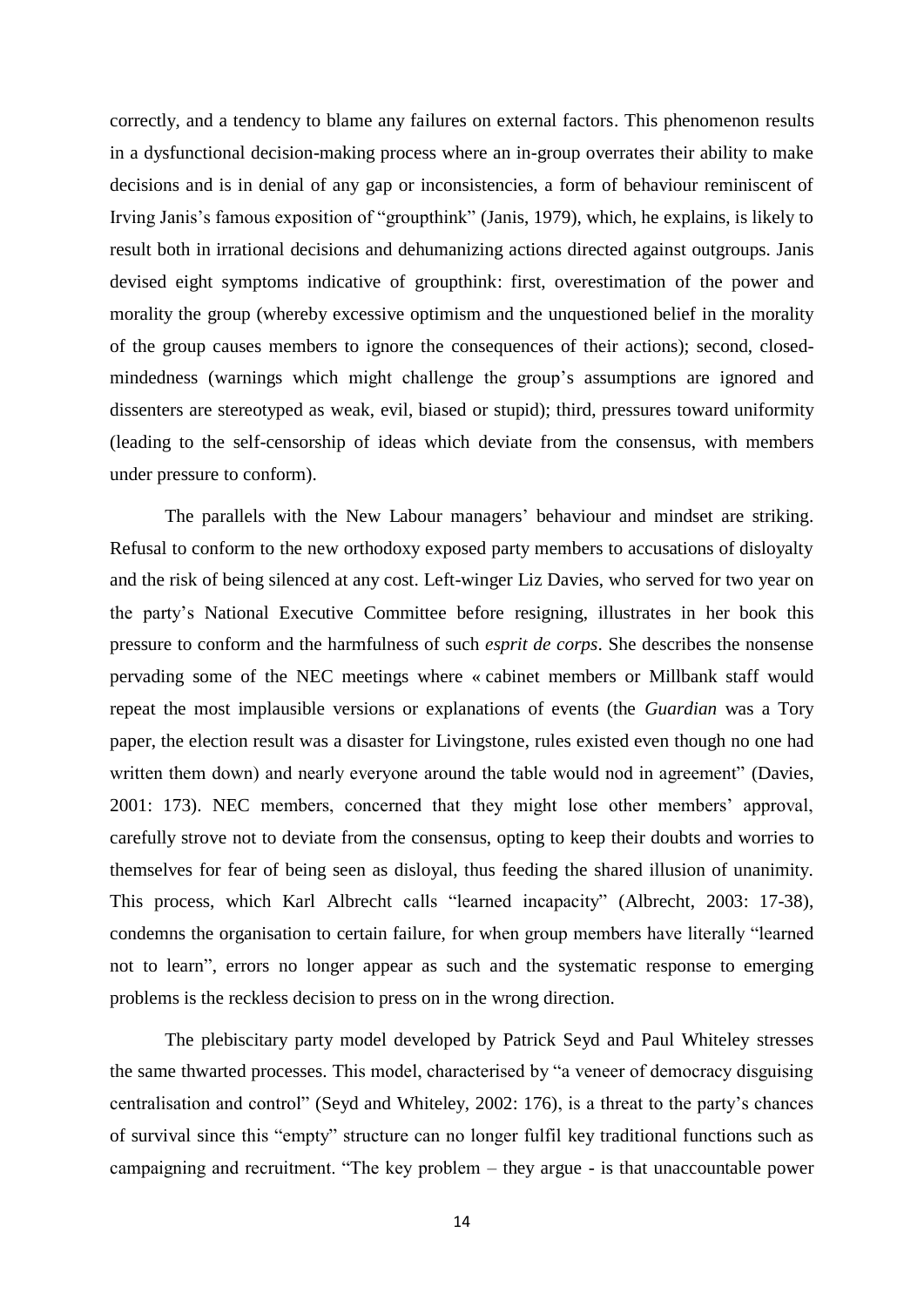correctly, and a tendency to blame any failures on external factors. This phenomenon results in a dysfunctional decision-making process where an in-group overrates their ability to make decisions and is in denial of any gap or inconsistencies, a form of behaviour reminiscent of Irving Janis's famous exposition of "groupthink" (Janis, 1979), which, he explains, is likely to result both in irrational decisions and dehumanizing actions directed against outgroups. Janis devised eight symptoms indicative of groupthink: first, overestimation of the power and morality the group (whereby excessive optimism and the unquestioned belief in the morality of the group causes members to ignore the consequences of their actions); second, closed-mindedness (warnings which might challenge the group's assumptions are ignored and dissenters are stereotyped as weak, evil, biased or stupid); third, pressures toward uniformity (leading to the self-censorship of ideas which deviate from the consensus, with members under pressure to conform).

The parallels with the New Labour managers' behaviour and mindset are striking. Refusal to conform to the new orthodoxy exposed party members to accusations of disloyalty and the risk of being silenced at any cost. Left-winger Liz Davies, who served for two year on the party's National Executive Committee before resigning, illustrates in her book this pressure to conform and the harmfulness of such *esprit de corps*. She describes the nonsense pervading some of the NEC meetings where « cabinet members or Millbank staff would repeat the most implausible versions or explanations of events (the *Guardian* was a Tory paper, the election result was a disaster for Livingstone, rules existed even though no one had written them down) and nearly everyone around the table would nod in agreement" (Davies, 2001: 173). NEC members, concerned that they might lose other members' approval, carefully strove not to deviate from the consensus, opting to keep their doubts and worries to themselves for fear of being seen as disloyal, thus feeding the shared illusion of unanimity. This process, which Karl Albrecht calls "learned incapacity" (Albrecht, 2003: 17-38), condemns the organisation to certain failure, for when group members have literally "learned not to learn", errors no longer appear as such and the systematic response to emerging problems is the reckless decision to press on in the wrong direction.

The plebiscitary party model developed by Patrick Seyd and Paul Whiteley stresses the same thwarted processes. This model, characterised by "a veneer of democracy disguising centralisation and control" (Seyd and Whiteley, 2002: 176), is a threat to the party's chances of survival since this "empty" structure can no longer fulfil key traditional functions such as campaigning and recruitment. "The key problem – they argue - is that unaccountable power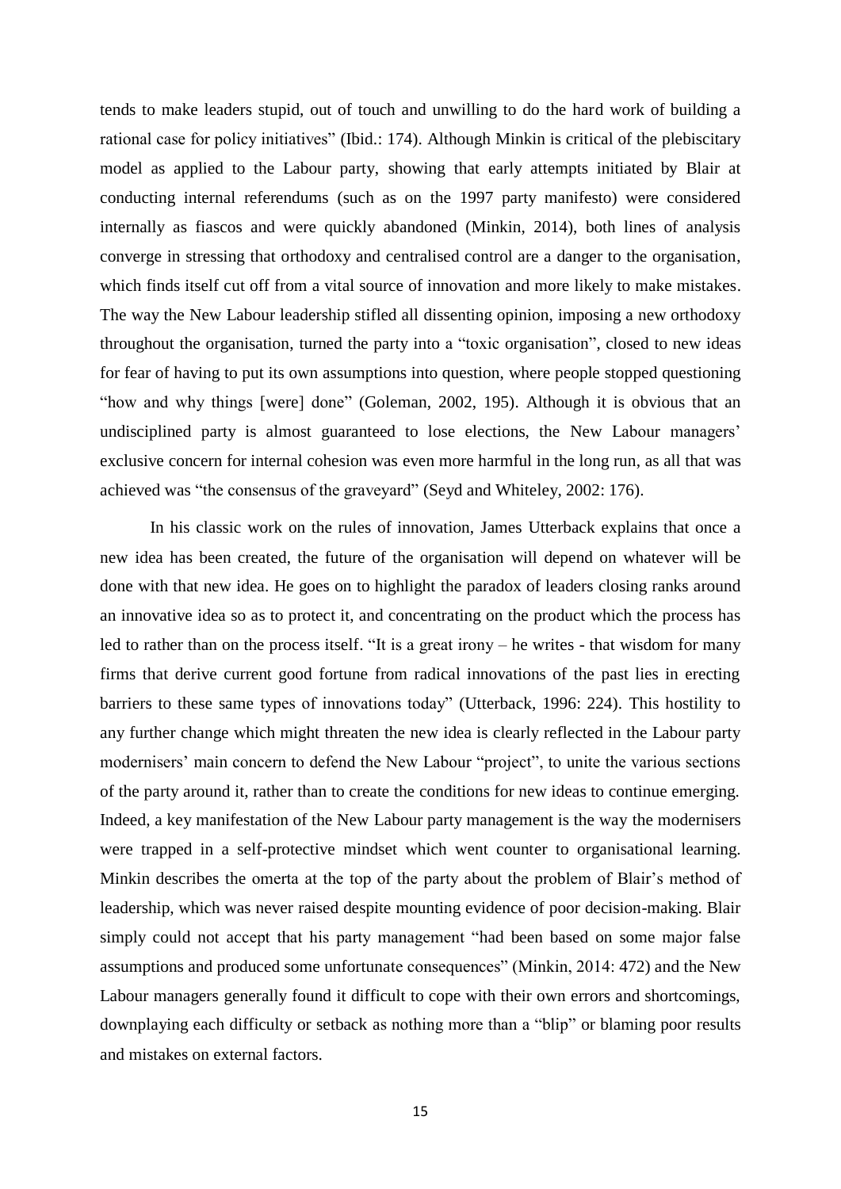tends to make leaders stupid, out of touch and unwilling to do the hard work of building a rational case for policy initiatives" (Ibid.: 174). Although Minkin is critical of the plebiscitary model as applied to the Labour party, showing that early attempts initiated by Blair at conducting internal referendums (such as on the 1997 party manifesto) were considered internally as fiascos and were quickly abandoned (Minkin, 2014), both lines of analysis converge in stressing that orthodoxy and centralised control are a danger to the organisation, which finds itself cut off from a vital source of innovation and more likely to make mistakes. The way the New Labour leadership stifled all dissenting opinion, imposing a new orthodoxy throughout the organisation, turned the party into a "toxic organisation", closed to new ideas for fear of having to put its own assumptions into question, where people stopped questioning "how and why things [were] done" (Goleman, 2002, 195). Although it is obvious that an undisciplined party is almost guaranteed to lose elections, the New Labour managers' exclusive concern for internal cohesion was even more harmful in the long run, as all that was achieved was "the consensus of the graveyard" (Seyd and Whiteley, 2002: 176).

In his classic work on the rules of innovation, James Utterback explains that once a new idea has been created, the future of the organisation will depend on whatever will be done with that new idea. He goes on to highlight the paradox of leaders closing ranks around an innovative idea so as to protect it, and concentrating on the product which the process has led to rather than on the process itself. "It is a great irony – he writes - that wisdom for many firms that derive current good fortune from radical innovations of the past lies in erecting barriers to these same types of innovations today" (Utterback, 1996: 224). This hostility to any further change which might threaten the new idea is clearly reflected in the Labour party modernisers' main concern to defend the New Labour "project", to unite the various sections of the party around it, rather than to create the conditions for new ideas to continue emerging. Indeed, a key manifestation of the New Labour party management is the way the modernisers were trapped in a self-protective mindset which went counter to organisational learning. Minkin describes the omerta at the top of the party about the problem of Blair's method of leadership, which was never raised despite mounting evidence of poor decision-making. Blair simply could not accept that his party management "had been based on some major false assumptions and produced some unfortunate consequences" (Minkin, 2014: 472) and the New Labour managers generally found it difficult to cope with their own errors and shortcomings, downplaying each difficulty or setback as nothing more than a "blip" or blaming poor results and mistakes on external factors.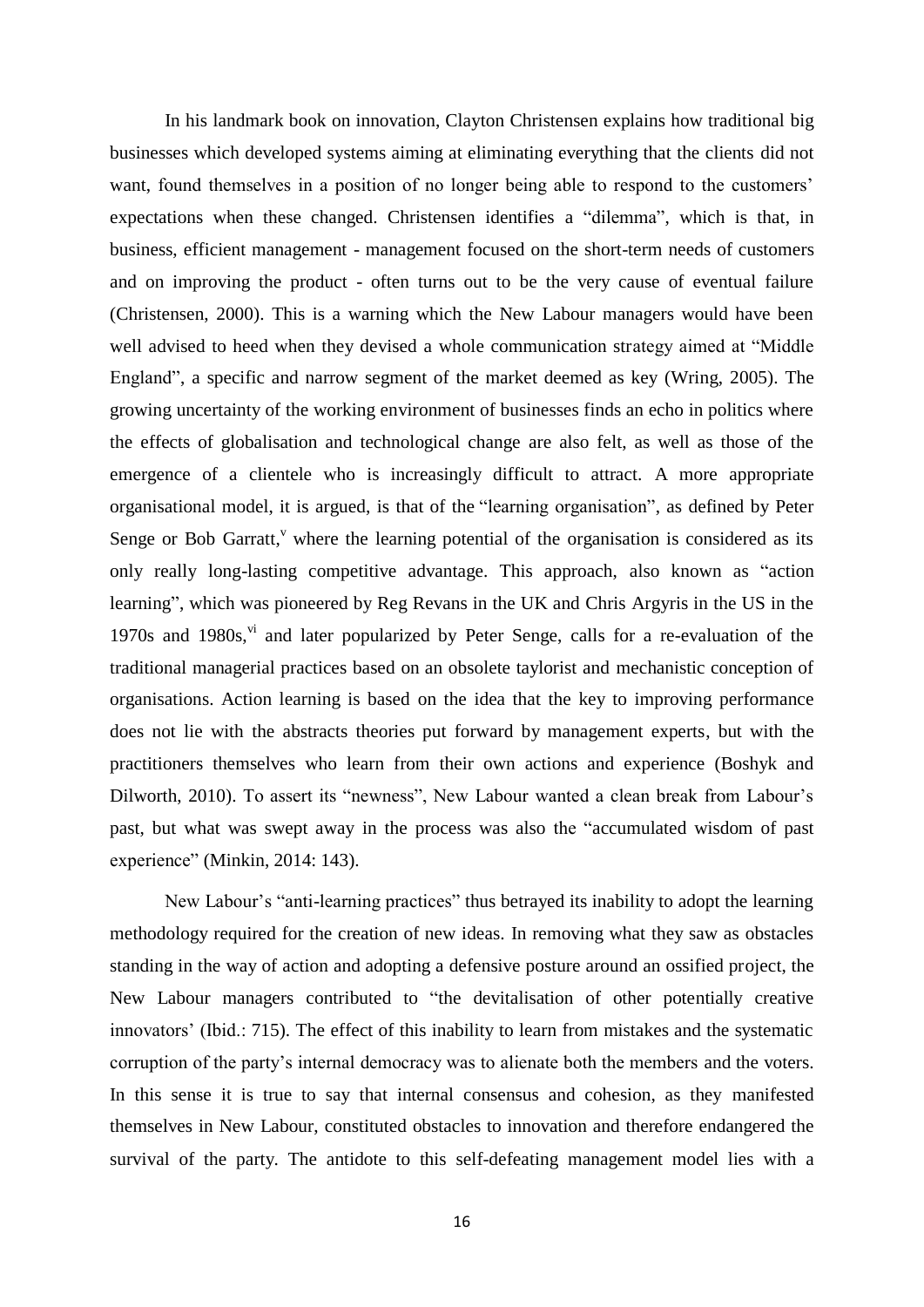In his landmark book on innovation, Clayton Christensen explains how traditional big businesses which developed systems aiming at eliminating everything that the clients did not want, found themselves in a position of no longer being able to respond to the customers' expectations when these changed. Christensen identifies a "dilemma", which is that, in business, efficient management - management focused on the short-term needs of customers and on improving the product - often turns out to be the very cause of eventual failure (Christensen, 2000). This is a warning which the New Labour managers would have been well advised to heed when they devised a whole communication strategy aimed at "Middle England", a specific and narrow segment of the market deemed as key (Wring, 2005). The growing uncertainty of the working environment of businesses finds an echo in politics where the effects of globalisation and technological change are also felt, as well as those of the emergence of a clientele who is increasingly difficult to attract. A more appropriate organisational model, it is argued, is that of the "learning organisation", as defined by Peter Senge or Bob Garratt,[v] where the learning potential of the organisation is considered as its only really long-lasting competitive advantage. This approach, also known as "action learning", which was pioneered by Reg Revans in the UK and Chris Argyris in the US in the 1970s and 1980s,[vi] and later popularized by Peter Senge, calls for a re-evaluation of the traditional managerial practices based on an obsolete taylorist and mechanistic conception of organisations. Action learning is based on the idea that the key to improving performance does not lie with the abstracts theories put forward by management experts, but with the practitioners themselves who learn from their own actions and experience (Boshyk and Dilworth, 2010). To assert its "newness", New Labour wanted a clean break from Labour's past, but what was swept away in the process was also the "accumulated wisdom of past experience" (Minkin, 2014: 143).

New Labour's "anti-learning practices" thus betrayed its inability to adopt the learning methodology required for the creation of new ideas. In removing what they saw as obstacles standing in the way of action and adopting a defensive posture around an ossified project, the New Labour managers contributed to "the devitalisation of other potentially creative innovators' (Ibid.: 715). The effect of this inability to learn from mistakes and the systematic corruption of the party's internal democracy was to alienate both the members and the voters. In this sense it is true to say that internal consensus and cohesion, as they manifested themselves in New Labour, constituted obstacles to innovation and therefore endangered the survival of the party. The antidote to this self-defeating management model lies with a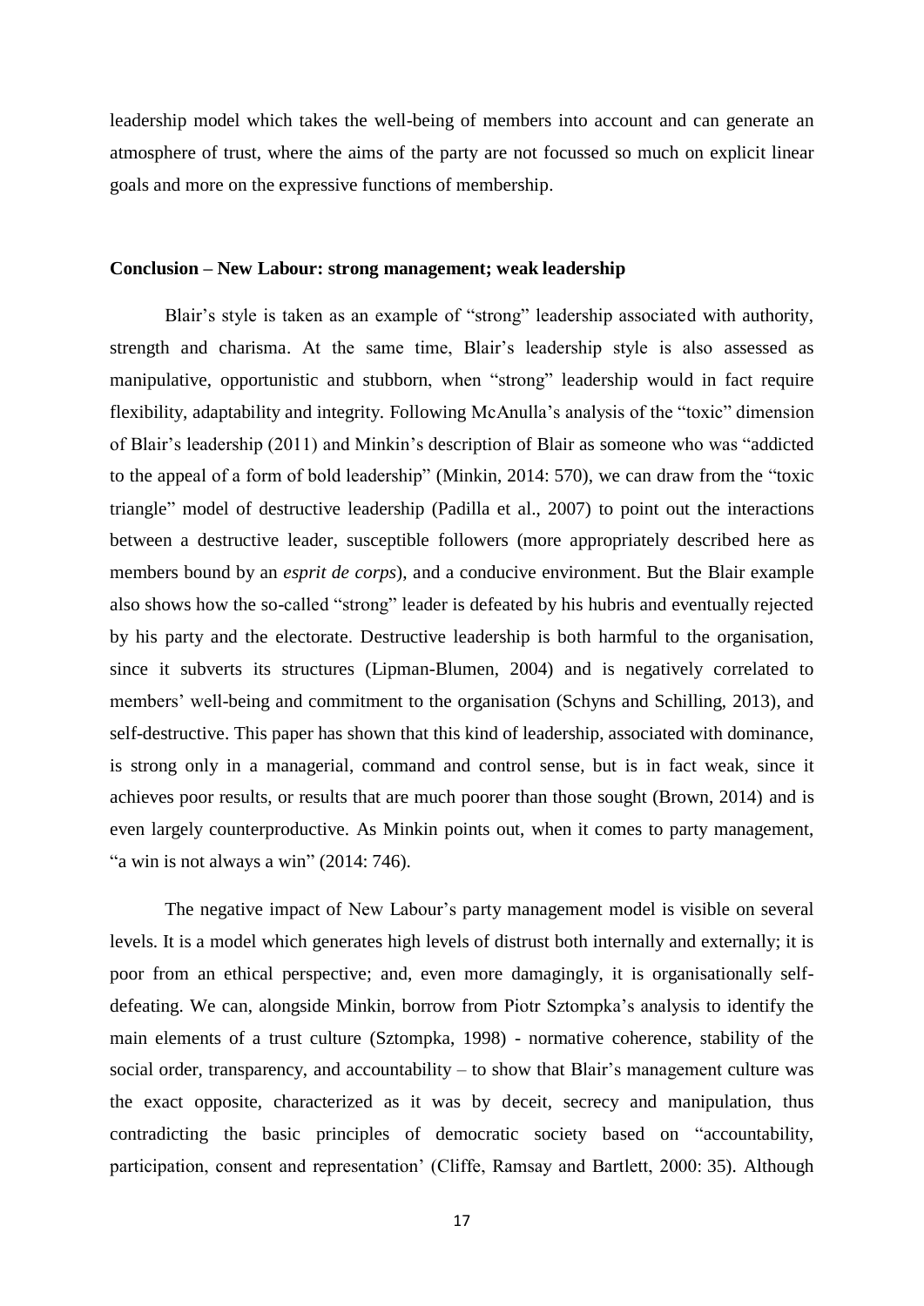leadership model which takes the well-being of members into account and can generate an atmosphere of trust, where the aims of the party are not focussed so much on explicit linear goals and more on the expressive functions of membership.

**Conclusion – New Labour: strong management; weak leadership**

Blair's style is taken as an example of "strong" leadership associated with authority, strength and charisma. At the same time, Blair's leadership style is also assessed as manipulative, opportunistic and stubborn, when "strong" leadership would in fact require flexibility, adaptability and integrity. Following McAnulla's analysis of the "toxic" dimension of Blair's leadership (2011) and Minkin's description of Blair as someone who was "addicted to the appeal of a form of bold leadership" (Minkin, 2014: 570), we can draw from the "toxic triangle" model of destructive leadership (Padilla et al., 2007) to point out the interactions between a destructive leader, susceptible followers (more appropriately described here as members bound by an *esprit de corps*), and a conducive environment. But the Blair example also shows how the so-called "strong" leader is defeated by his hubris and eventually rejected by his party and the electorate. Destructive leadership is both harmful to the organisation, since it subverts its structures (Lipman-Blumen, 2004) and is negatively correlated to members' well-being and commitment to the organisation (Schyns and Schilling, 2013), and self-destructive. This paper has shown that this kind of leadership, associated with dominance, is strong only in a managerial, command and control sense, but is in fact weak, since it achieves poor results, or results that are much poorer than those sought (Brown, 2014) and is even largely counterproductive. As Minkin points out, when it comes to party management, "a win is not always a win" (2014: 746).

The negative impact of New Labour's party management model is visible on several levels. It is a model which generates high levels of distrust both internally and externally; it is poor from an ethical perspective; and, even more damagingly, it is organisationally self-defeating. We can, alongside Minkin, borrow from Piotr Sztompka's analysis to identify the main elements of a trust culture (Sztompka, 1998) - normative coherence, stability of the social order, transparency, and accountability – to show that Blair's management culture was the exact opposite, characterized as it was by deceit, secrecy and manipulation, thus contradicting the basic principles of democratic society based on "accountability, participation, consent and representation' (Cliffe, Ramsay and Bartlett, 2000: 35). Although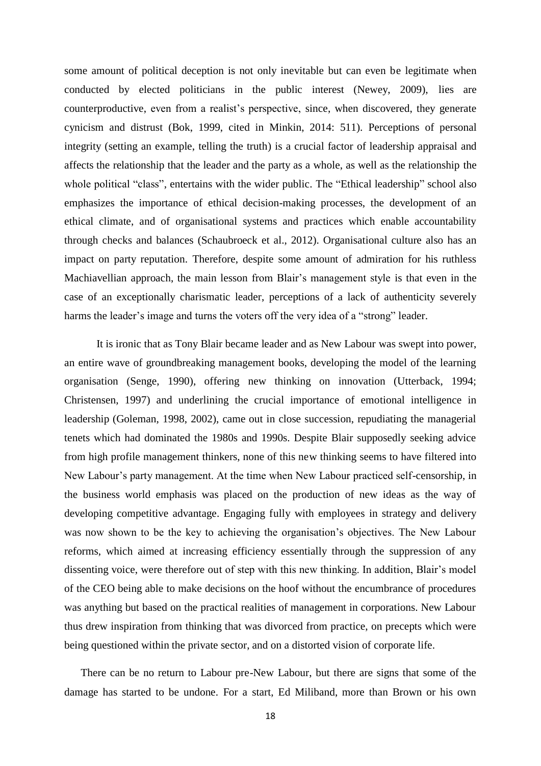some amount of political deception is not only inevitable but can even be legitimate when conducted by elected politicians in the public interest (Newey, 2009), lies are counterproductive, even from a realist's perspective, since, when discovered, they generate cynicism and distrust (Bok, 1999, cited in Minkin, 2014: 511). Perceptions of personal integrity (setting an example, telling the truth) is a crucial factor of leadership appraisal and affects the relationship that the leader and the party as a whole, as well as the relationship the whole political "class", entertains with the wider public. The "Ethical leadership" school also emphasizes the importance of ethical decision-making processes, the development of an ethical climate, and of organisational systems and practices which enable accountability through checks and balances (Schaubroeck et al., 2012). Organisational culture also has an impact on party reputation. Therefore, despite some amount of admiration for his ruthless Machiavellian approach, the main lesson from Blair's management style is that even in the case of an exceptionally charismatic leader, perceptions of a lack of authenticity severely harms the leader's image and turns the voters off the very idea of a "strong" leader.

It is ironic that as Tony Blair became leader and as New Labour was swept into power, an entire wave of groundbreaking management books, developing the model of the learning organisation (Senge, 1990), offering new thinking on innovation (Utterback, 1994; Christensen, 1997) and underlining the crucial importance of emotional intelligence in leadership (Goleman, 1998, 2002), came out in close succession, repudiating the managerial tenets which had dominated the 1980s and 1990s. Despite Blair supposedly seeking advice from high profile management thinkers, none of this new thinking seems to have filtered into New Labour's party management. At the time when New Labour practiced self-censorship, in the business world emphasis was placed on the production of new ideas as the way of developing competitive advantage. Engaging fully with employees in strategy and delivery was now shown to be the key to achieving the organisation's objectives. The New Labour reforms, which aimed at increasing efficiency essentially through the suppression of any dissenting voice, were therefore out of step with this new thinking. In addition, Blair's model of the CEO being able to make decisions on the hoof without the encumbrance of procedures was anything but based on the practical realities of management in corporations. New Labour thus drew inspiration from thinking that was divorced from practice, on precepts which were being questioned within the private sector, and on a distorted vision of corporate life.

There can be no return to Labour pre-New Labour, but there are signs that some of the damage has started to be undone. For a start, Ed Miliband, more than Brown or his own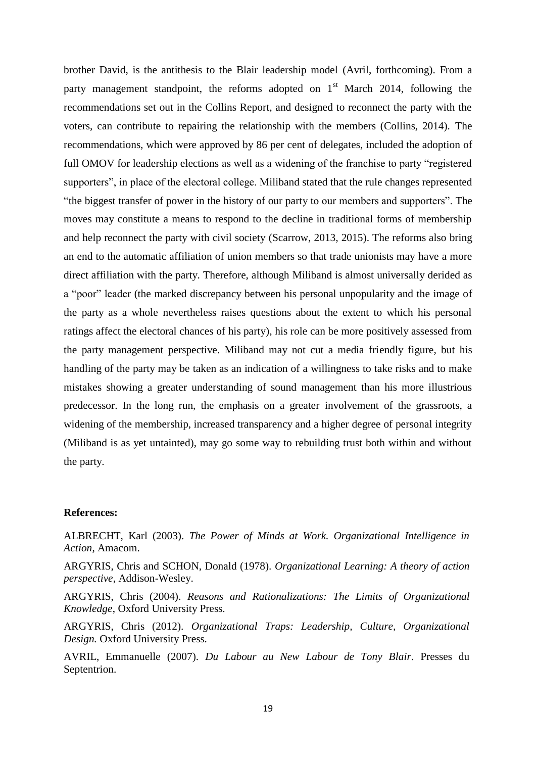brother David, is the antithesis to the Blair leadership model (Avril, forthcoming). From a party management standpoint, the reforms adopted on 1st March 2014, following the recommendations set out in the Collins Report, and designed to reconnect the party with the voters, can contribute to repairing the relationship with the members (Collins, 2014). The recommendations, which were approved by 86 per cent of delegates, included the adoption of full OMOV for leadership elections as well as a widening of the franchise to party "registered supporters", in place of the electoral college. Miliband stated that the rule changes represented "the biggest transfer of power in the history of our party to our members and supporters". The moves may constitute a means to respond to the decline in traditional forms of membership and help reconnect the party with civil society (Scarrow, 2013, 2015). The reforms also bring an end to the automatic affiliation of union members so that trade unionists may have a more direct affiliation with the party. Therefore, although Miliband is almost universally derided as a "poor" leader (the marked discrepancy between his personal unpopularity and the image of the party as a whole nevertheless raises questions about the extent to which his personal ratings affect the electoral chances of his party), his role can be more positively assessed from the party management perspective. Miliband may not cut a media friendly figure, but his handling of the party may be taken as an indication of a willingness to take risks and to make mistakes showing a greater understanding of sound management than his more illustrious predecessor. In the long run, the emphasis on a greater involvement of the grassroots, a widening of the membership, increased transparency and a higher degree of personal integrity (Miliband is as yet untainted), may go some way to rebuilding trust both within and without the party.

**References:**

ALBRECHT, Karl (2003). *The Power of Minds at Work. Organizational Intelligence in Action*, Amacom.

ARGYRIS, Chris and SCHON, Donald (1978). *Organizational Learning: A theory of action perspective*, Addison-Wesley.

ARGYRIS, Chris (2004). *Reasons and Rationalizations: The Limits of Organizational Knowledge*, Oxford University Press.

ARGYRIS, Chris (2012). *Organizational Traps: Leadership, Culture, Organizational Design.* Oxford University Press.

AVRIL, Emmanuelle (2007). *Du Labour au New Labour de Tony Blair*. Presses du Septentrion.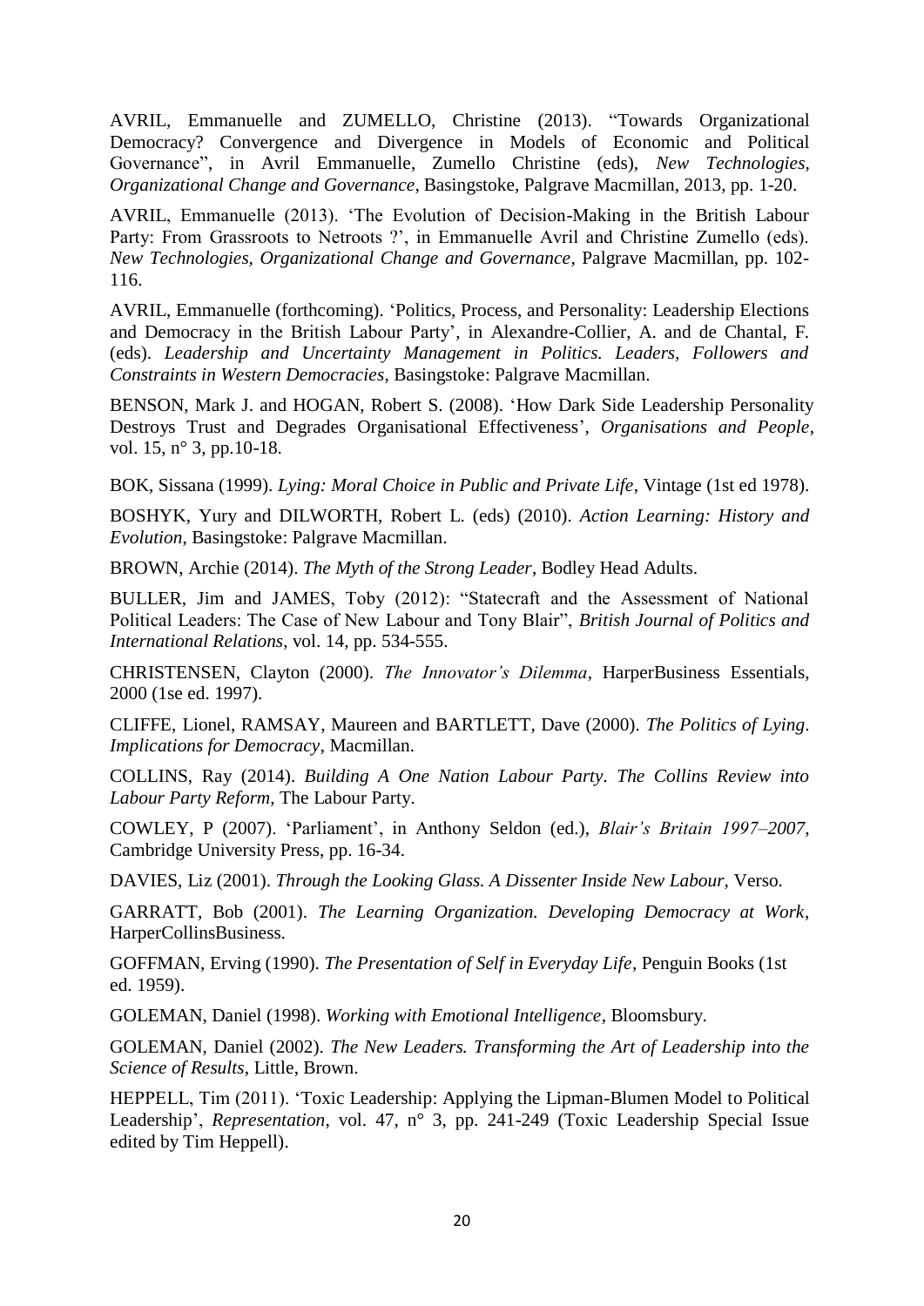AVRIL, Emmanuelle and ZUMELLO, Christine (2013). "Towards Organizational Democracy? Convergence and Divergence in Models of Economic and Political Governance", in Avril Emmanuelle, Zumello Christine (eds), *New Technologies, Organizational Change and Governance*, Basingstoke, Palgrave Macmillan, 2013, pp. 1-20.

AVRIL, Emmanuelle (2013). 'The Evolution of Decision-Making in the British Labour Party: From Grassroots to Netroots ?', in Emmanuelle Avril and Christine Zumello (eds). *New Technologies, Organizational Change and Governance*, Palgrave Macmillan, pp. 102-116.

AVRIL, Emmanuelle (forthcoming). 'Politics, Process, and Personality: Leadership Elections and Democracy in the British Labour Party', in Alexandre-Collier, A. and de Chantal, F. (eds). *Leadership and Uncertainty Management in Politics. Leaders, Followers and Constraints in Western Democracies*, Basingstoke: Palgrave Macmillan.

BENSON, Mark J. and HOGAN, Robert S. (2008). 'How Dark Side Leadership Personality Destroys Trust and Degrades Organisational Effectiveness', *Organisations and People*, vol. 15, n° 3, pp.10-18.

BOK, Sissana (1999). *Lying: Moral Choice in Public and Private Life*, Vintage (1st ed 1978).

BOSHYK, Yury and DILWORTH, Robert L. (eds) (2010). *Action Learning: History and Evolution*, Basingstoke: Palgrave Macmillan.

BROWN, Archie (2014). *The Myth of the Strong Leader*, Bodley Head Adults.

BULLER, Jim and JAMES, Toby (2012): "Statecraft and the Assessment of National Political Leaders: The Case of New Labour and Tony Blair", *British Journal of Politics and International Relations*, vol. 14, pp. 534-555.

CHRISTENSEN, Clayton (2000). *The Innovator's Dilemma*, HarperBusiness Essentials, 2000 (1se ed. 1997).

CLIFFE, Lionel, RAMSAY, Maureen and BARTLETT, Dave (2000). *The Politics of Lying. Implications for Democracy*, Macmillan.

COLLINS, Ray (2014). *Building A One Nation Labour Party. The Collins Review into Labour Party Reform*, The Labour Party.

COWLEY, P (2007). 'Parliament', in Anthony Seldon (ed.), *Blair's Britain 1997–2007*, Cambridge University Press, pp. 16-34.

DAVIES, Liz (2001). *Through the Looking Glass. A Dissenter Inside New Labour*, Verso.

GARRATT, Bob (2001). *The Learning Organization. Developing Democracy at Work*, HarperCollinsBusiness.

GOFFMAN, Erving (1990). *The Presentation of Self in Everyday Life*, Penguin Books (1st ed. 1959).

GOLEMAN, Daniel (1998). *Working with Emotional Intelligence*, Bloomsbury.

GOLEMAN, Daniel (2002). *The New Leaders. Transforming the Art of Leadership into the Science of Results*, Little, Brown.

HEPPELL, Tim (2011). 'Toxic Leadership: Applying the Lipman-Blumen Model to Political Leadership', *Representation*, vol. 47, n° 3, pp. 241-249 (Toxic Leadership Special Issue edited by Tim Heppell).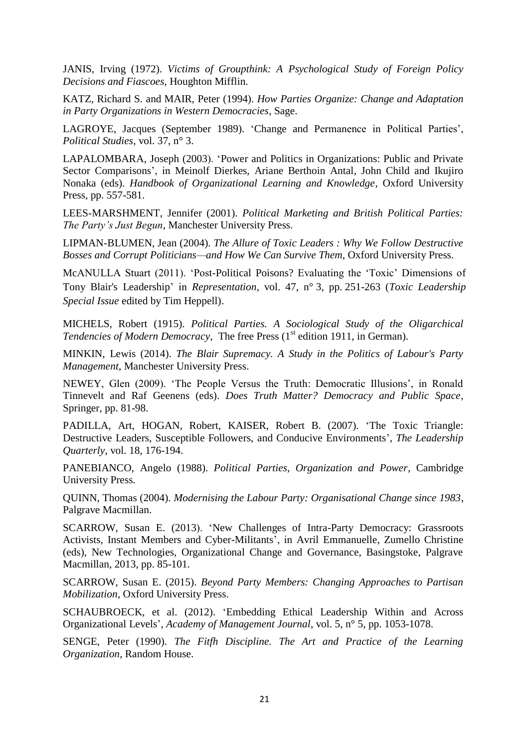JANIS, Irving (1972). *Victims of Groupthink: A Psychological Study of Foreign Policy Decisions and Fiascoes*, Houghton Mifflin.

KATZ, Richard S. and MAIR, Peter (1994). *How Parties Organize: Change and Adaptation in Party Organizations in Western Democracies*, Sage.

LAGROYE, Jacques (September 1989). 'Change and Permanence in Political Parties', *Political Studies*, vol. 37, n° 3.

LAPALOMBARA, Joseph (2003). 'Power and Politics in Organizations: Public and Private Sector Comparisons', in Meinolf Dierkes, Ariane Berthoin Antal, John Child and Ikujiro Nonaka (eds). *Handbook of Organizational Learning and Knowledge*, Oxford University Press, pp. 557-581.

LEES-MARSHMENT, Jennifer (2001). *Political Marketing and British Political Parties: The Party's Just Begun*, Manchester University Press.

LIPMAN-BLUMEN, Jean (2004). *The Allure of Toxic Leaders : Why We Follow Destructive Bosses and Corrupt Politicians—and How We Can Survive Them*, Oxford University Press.

McANULLA Stuart (2011). 'Post-Political Poisons? Evaluating the 'Toxic' Dimensions of Tony Blair's Leadership' in *Representation*, vol. 47, n° 3, pp. 251-263 (*Toxic Leadership Special Issue* edited by Tim Heppell).

MICHELS, Robert (1915). *Political Parties. A Sociological Study of the Oligarchical Tendencies of Modern Democracy*, The free Press (1st edition 1911, in German).

MINKIN, Lewis (2014). *The Blair Supremacy. A Study in the Politics of Labour's Party Management*, Manchester University Press.

NEWEY, Glen (2009). 'The People Versus the Truth: Democratic Illusions', in Ronald Tinnevelt and Raf Geenens (eds). *Does Truth Matter? Democracy and Public Space*, Springer, pp. 81-98.

PADILLA, Art, HOGAN, Robert, KAISER, Robert B. (2007). 'The Toxic Triangle: Destructive Leaders, Susceptible Followers, and Conducive Environments', *The Leadership Quarterly*, vol. 18, 176-194.

PANEBIANCO, Angelo (1988). *Political Parties, Organization and Power*, Cambridge University Press.

QUINN, Thomas (2004). *Modernising the Labour Party: Organisational Change since 1983*, Palgrave Macmillan.

SCARROW, Susan E. (2013). 'New Challenges of Intra-Party Democracy: Grassroots Activists, Instant Members and Cyber-Militants', in Avril Emmanuelle, Zumello Christine (eds), New Technologies, Organizational Change and Governance, Basingstoke, Palgrave Macmillan, 2013, pp. 85-101.

SCARROW, Susan E. (2015). *Beyond Party Members: Changing Approaches to Partisan Mobilization*, Oxford University Press.

SCHAUBROECK, et al. (2012). 'Embedding Ethical Leadership Within and Across Organizational Levels', *Academy of Management Journal*, vol. 5, n° 5, pp. 1053-1078.

SENGE, Peter (1990). *The Fitfh Discipline. The Art and Practice of the Learning Organization*, Random House.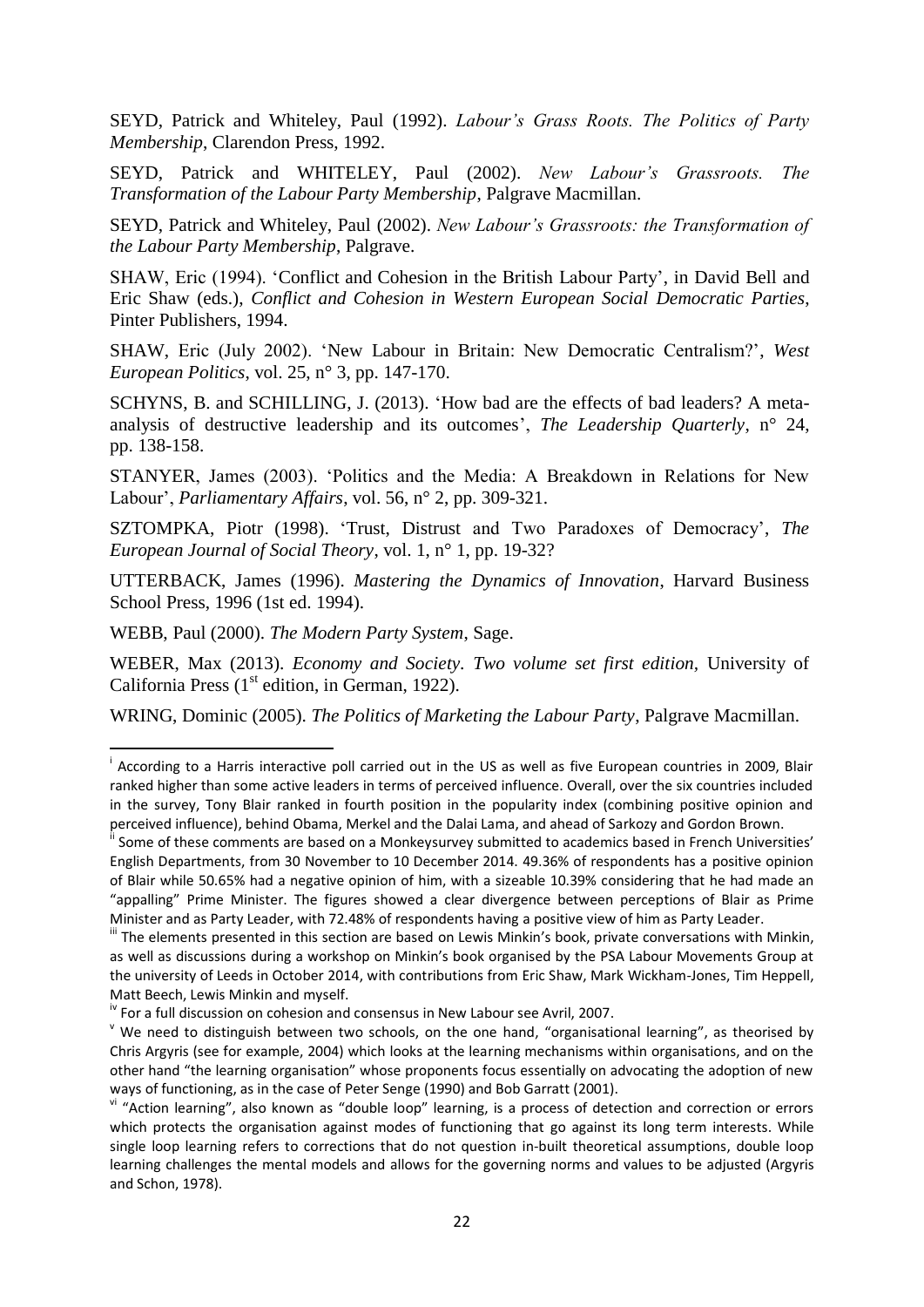SEYD, Patrick and Whiteley, Paul (1992). *Labour's Grass Roots. The Politics of Party Membership*, Clarendon Press, 1992.

SEYD, Patrick and WHITELEY, Paul (2002). *New Labour's Grassroots. The Transformation of the Labour Party Membership*, Palgrave Macmillan.

SEYD, Patrick and Whiteley, Paul (2002). *New Labour's Grassroots: the Transformation of the Labour Party Membership*, Palgrave.

SHAW, Eric (1994). 'Conflict and Cohesion in the British Labour Party', in David Bell and Eric Shaw (eds.), *Conflict and Cohesion in Western European Social Democratic Parties*, Pinter Publishers, 1994.

SHAW, Eric (July 2002). 'New Labour in Britain: New Democratic Centralism?', *West European Politics*, vol. 25, n° 3, pp. 147-170.

SCHYNS, B. and SCHILLING, J. (2013). 'How bad are the effects of bad leaders? A meta-analysis of destructive leadership and its outcomes', *The Leadership Quarterly*, n° 24, pp. 138-158.

STANYER, James (2003). 'Politics and the Media: A Breakdown in Relations for New Labour', *Parliamentary Affairs*, vol. 56, n° 2, pp. 309-321.

SZTOMPKA, Piotr (1998). 'Trust, Distrust and Two Paradoxes of Democracy', *The European Journal of Social Theory*, vol. 1, n° 1, pp. 19-32?

UTTERBACK, James (1996). *Mastering the Dynamics of Innovation*, Harvard Business School Press, 1996 (1st ed. 1994).

WEBB, Paul (2000). *The Modern Party System*, Sage.

WEBER, Max (2013). *Economy and Society. Two volume set first edition*, University of California Press (1st edition, in German, 1922).

WRING, Dominic (2005). *The Politics of Marketing the Labour Party*, Palgrave Macmillan.

---

[i] According to a Harris interactive poll carried out in the US as well as five European countries in 2009, Blair ranked higher than some active leaders in terms of perceived influence. Overall, over the six countries included in the survey, Tony Blair ranked in fourth position in the popularity index (combining positive opinion and perceived influence), behind Obama, Merkel and the Dalai Lama, and ahead of Sarkozy and Gordon Brown.

[ii] Some of these comments are based on a Monkeysurvey submitted to academics based in French Universities' English Departments, from 30 November to 10 December 2014. 49.36% of respondents has a positive opinion of Blair while 50.65% had a negative opinion of him, with a sizeable 10.39% considering that he had made an "appalling" Prime Minister. The figures showed a clear divergence between perceptions of Blair as Prime Minister and as Party Leader, with 72.48% of respondents having a positive view of him as Party Leader.

[iii] The elements presented in this section are based on Lewis Minkin's book, private conversations with Minkin, as well as discussions during a workshop on Minkin's book organised by the PSA Labour Movements Group at the university of Leeds in October 2014, with contributions from Eric Shaw, Mark Wickham-Jones, Tim Heppell, Matt Beech, Lewis Minkin and myself.

[iv] For a full discussion on cohesion and consensus in New Labour see Avril, 2007.

[v] We need to distinguish between two schools, on the one hand, "organisational learning", as theorised by Chris Argyris (see for example, 2004) which looks at the learning mechanisms within organisations, and on the other hand "the learning organisation" whose proponents focus essentially on advocating the adoption of new ways of functioning, as in the case of Peter Senge (1990) and Bob Garratt (2001).

[vi] "Action learning", also known as "double loop" learning, is a process of detection and correction or errors which protects the organisation against modes of functioning that go against its long term interests. While single loop learning refers to corrections that do not question in-built theoretical assumptions, double loop learning challenges the mental models and allows for the governing norms and values to be adjusted (Argyris and Schon, 1978).